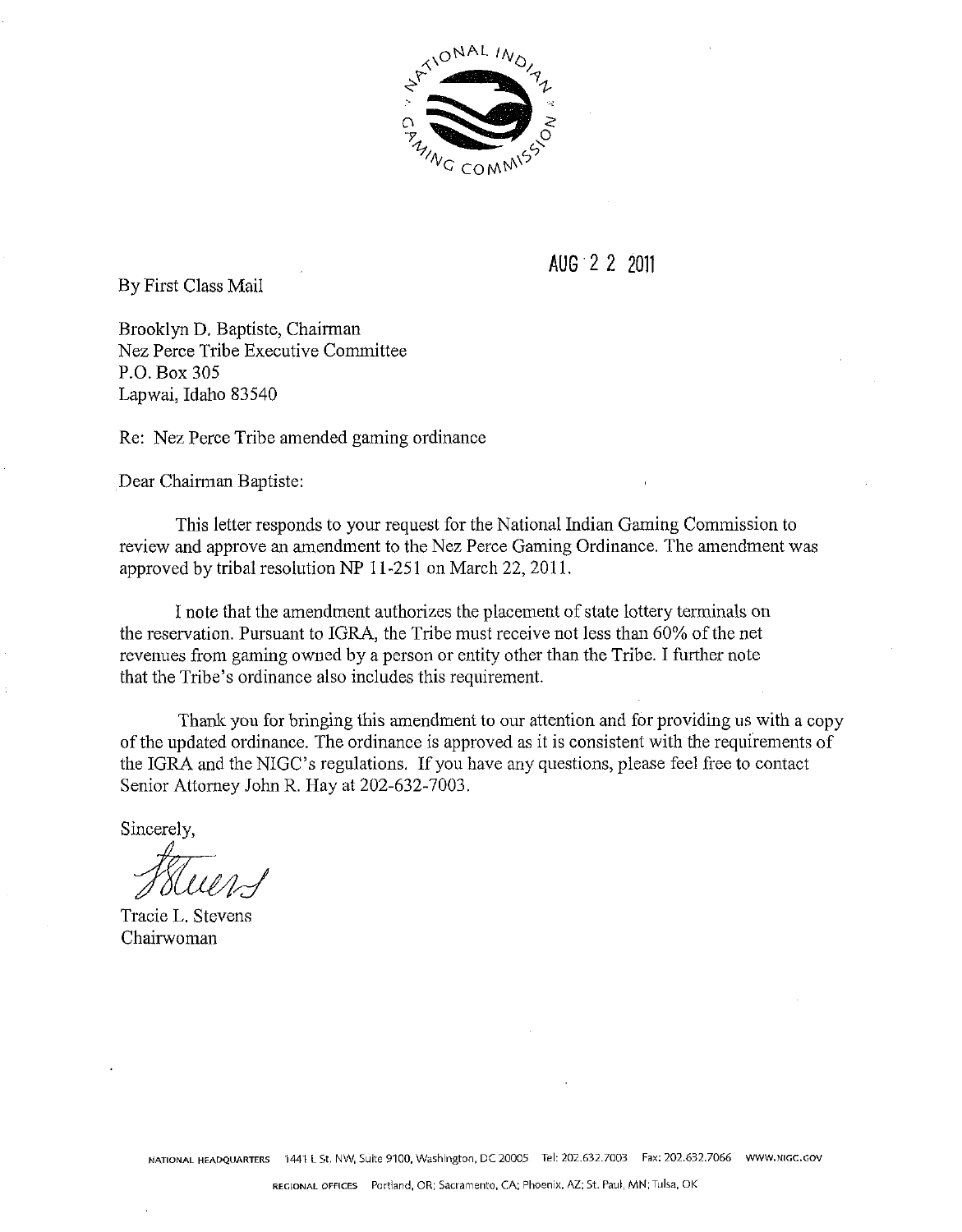AUG 2 2 2011

By First Class Mail

Brooklyn D. Baptiste, Chairman
Nez Perce Tribe Executive Committee
P.O. Box 305
Lapwai, Idaho 83540

Re: Nez Perce Tribe amended gaming ordinance

Dear Chairman Baptiste:

This letter responds to your request for the National Indian Gaming Commission to review and approve an amendment to the Nez Perce Gaming Ordinance. The amendment was approved by tribal resolution NP 11-251 on March 22, 2011.

I note that the amendment authorizes the placement of state lottery terminals on the reservation. Pursuant to IGRA, the Tribe must receive not less than 60% of the net revenues from gaming owned by a person or entity other than the Tribe. I further note that the Tribe's ordinance also includes this requirement.

Thank you for bringing this amendment to our attention and for providing us with a copy of the updated ordinance. The ordinance is approved as it is consistent with the requirements of the IGRA and the NIGC's regulations. If you have any questions, please feel free to contact Senior Attorney John R. Hay at 202-632-7003.

Sincerely,

Tracie L. Stevens
Chairwoman

NATIONAL HEADQUARTERS 1441 L St. NW, Suite 9100, Washington, DC 20005 Tel: 202.632.7003 Fax: 202.632.7066 WWW.NIGC.GOV

REGIONAL OFFICES Portland, OR; Sacramento, CA; Phoenix, AZ; St. Paul, MN; Tulsa, OK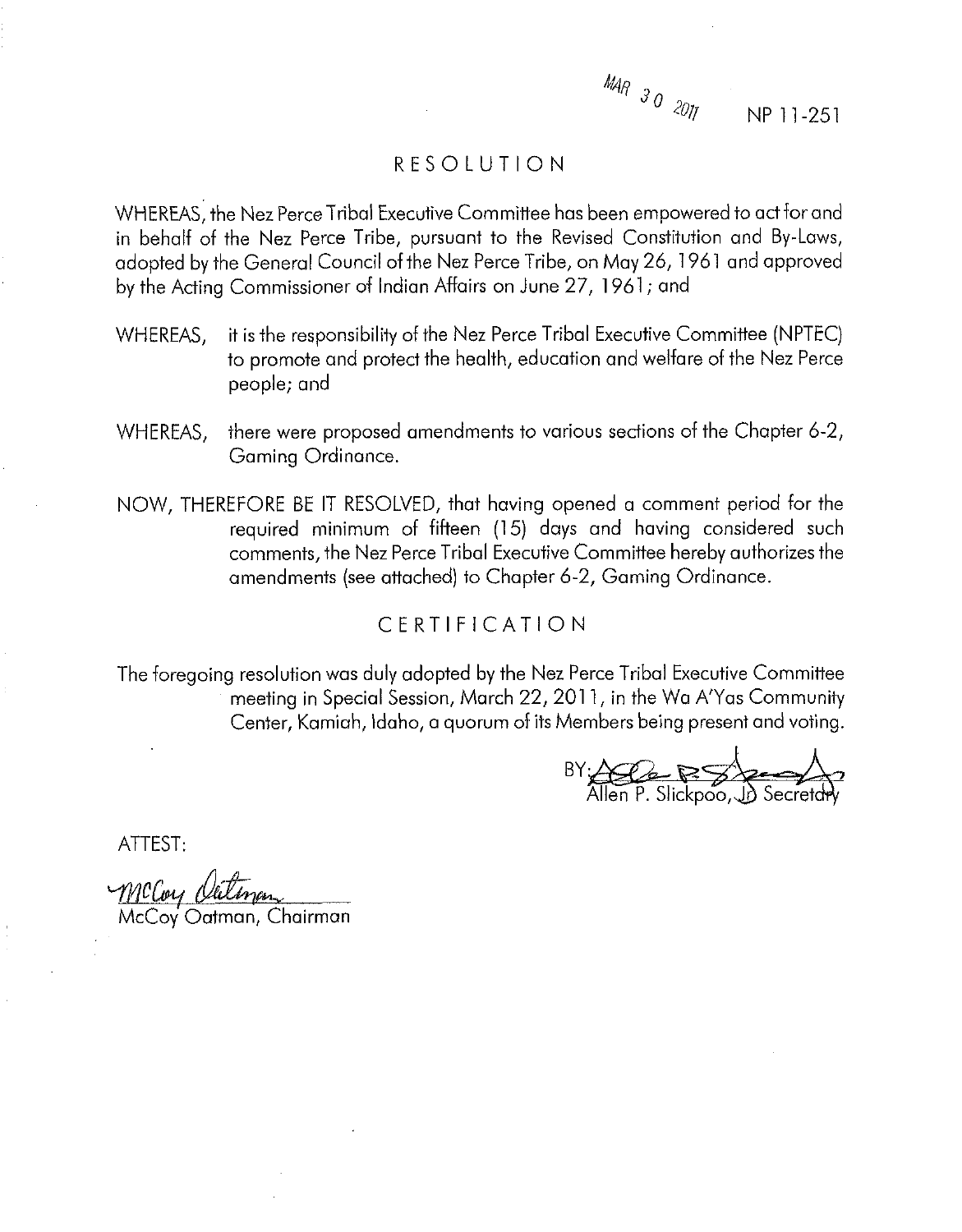MAR 30 2011

NP 11-251

# RESOLUTION

WHEREAS, the Nez Perce Tribal Executive Committee has been empowered to act for and in behalf of the Nez Perce Tribe, pursuant to the Revised Constitution and By-Laws, adopted by the General Council of the Nez Perce Tribe, on May 26, 1961 and approved by the Acting Commissioner of Indian Affairs on June 27, 1961; and

WHEREAS, it is the responsibility of the Nez Perce Tribal Executive Committee (NPTEC) to promote and protect the health, education and welfare of the Nez Perce people; and

WHEREAS, there were proposed amendments to various sections of the Chapter 6-2, Gaming Ordinance.

NOW, THEREFORE BE IT RESOLVED, that having opened a comment period for the required minimum of fifteen (15) days and having considered such comments, the Nez Perce Tribal Executive Committee hereby authorizes the amendments (see attached) to Chapter 6-2, Gaming Ordinance.

# CERTIFICATION

The foregoing resolution was duly adopted by the Nez Perce Tribal Executive Committee meeting in Special Session, March 22, 2011, in the Wa A'Yas Community Center, Kamiah, Idaho, a quorum of its Members being present and voting.

BY: Allen P. Slickpoo, Jr. Secretary

ATTEST:

McCoy Oatman, Chairman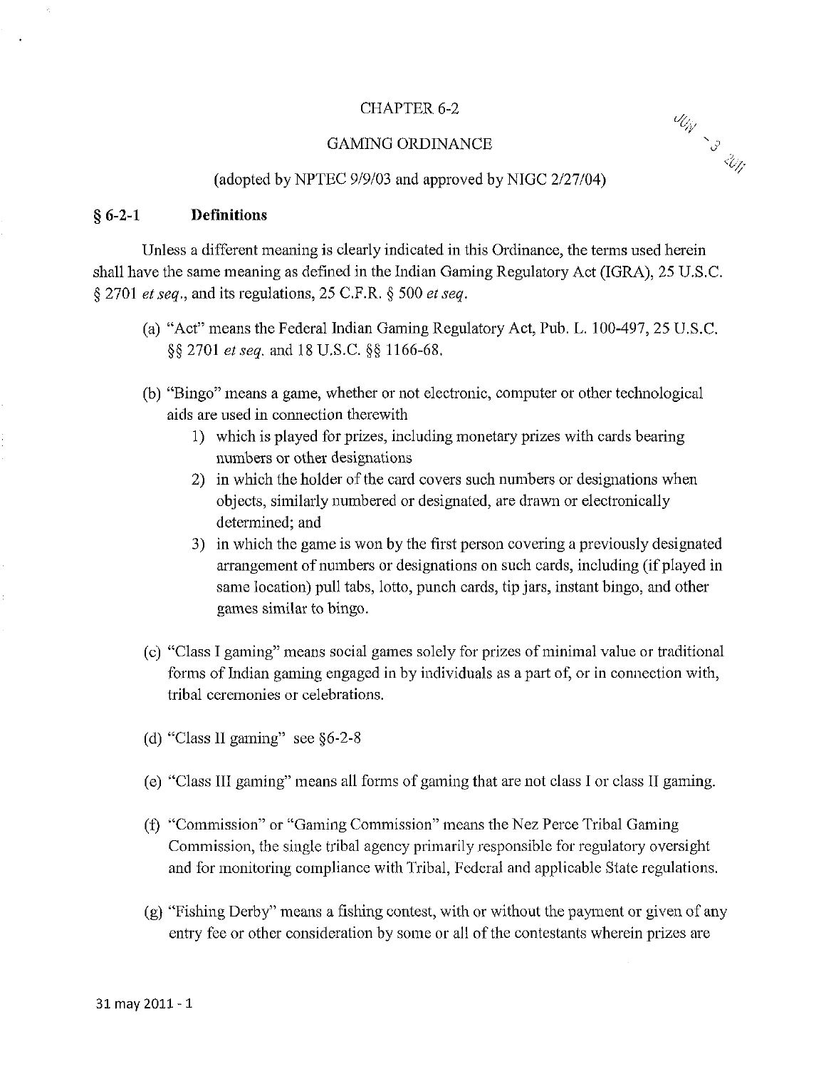CHAPTER 6-2

GAMING ORDINANCE

(adopted by NPTEC 9/9/03 and approved by NIGC 2/27/04)

## § 6-2-1 Definitions

Unless a different meaning is clearly indicated in this Ordinance, the terms used herein shall have the same meaning as defined in the Indian Gaming Regulatory Act (IGRA), 25 U.S.C. § 2701 *et seq.*, and its regulations, 25 C.F.R. § 500 *et seq.*

(a) "Act" means the Federal Indian Gaming Regulatory Act, Pub. L. 100-497, 25 U.S.C. §§ 2701 *et seq.* and 18 U.S.C. §§ 1166-68.

(b) "Bingo" means a game, whether or not electronic, computer or other technological aids are used in connection therewith

1) which is played for prizes, including monetary prizes with cards bearing numbers or other designations
2) in which the holder of the card covers such numbers or designations when objects, similarly numbered or designated, are drawn or electronically determined; and
3) in which the game is won by the first person covering a previously designated arrangement of numbers or designations on such cards, including (if played in same location) pull tabs, lotto, punch cards, tip jars, instant bingo, and other games similar to bingo.

(c) "Class I gaming" means social games solely for prizes of minimal value or traditional forms of Indian gaming engaged in by individuals as a part of, or in connection with, tribal ceremonies or celebrations.

(d) "Class II gaming" see §6-2-8

(e) "Class III gaming" means all forms of gaming that are not class I or class II gaming.

(f) "Commission" or "Gaming Commission" means the Nez Perce Tribal Gaming Commission, the single tribal agency primarily responsible for regulatory oversight and for monitoring compliance with Tribal, Federal and applicable State regulations.

(g) "Fishing Derby" means a fishing contest, with or without the payment or given of any entry fee or other consideration by some or all of the contestants wherein prizes are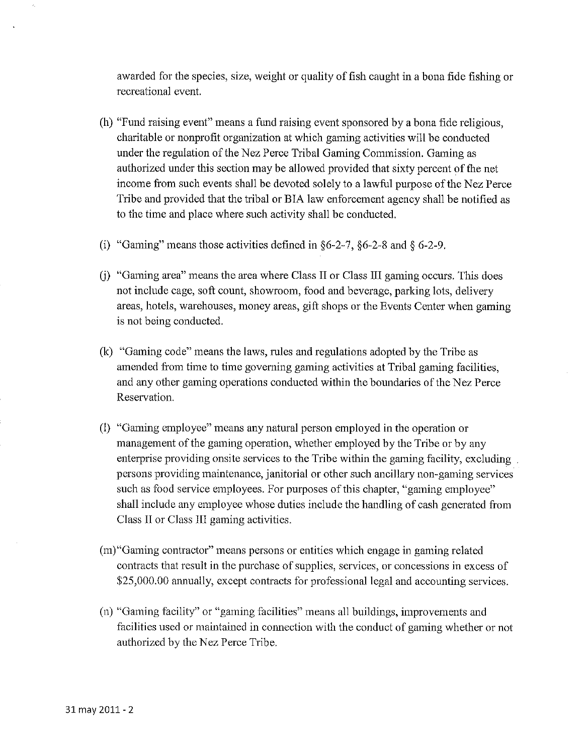awarded for the species, size, weight or quality of fish caught in a bona fide fishing or recreational event.

(h) "Fund raising event" means a fund raising event sponsored by a bona fide religious, charitable or nonprofit organization at which gaming activities will be conducted under the regulation of the Nez Perce Tribal Gaming Commission. Gaming as authorized under this section may be allowed provided that sixty percent of the net income from such events shall be devoted solely to a lawful purpose of the Nez Perce Tribe and provided that the tribal or BIA law enforcement agency shall be notified as to the time and place where such activity shall be conducted.

(i) "Gaming" means those activities defined in §6-2-7, §6-2-8 and § 6-2-9.

(j) "Gaming area" means the area where Class II or Class III gaming occurs. This does not include cage, soft count, showroom, food and beverage, parking lots, delivery areas, hotels, warehouses, money areas, gift shops or the Events Center when gaming is not being conducted.

(k) "Gaming code" means the laws, rules and regulations adopted by the Tribe as amended from time to time governing gaming activities at Tribal gaming facilities, and any other gaming operations conducted within the boundaries of the Nez Perce Reservation.

(l) "Gaming employee" means any natural person employed in the operation or management of the gaming operation, whether employed by the Tribe or by any enterprise providing onsite services to the Tribe within the gaming facility, excluding persons providing maintenance, janitorial or other such ancillary non-gaming services such as food service employees. For purposes of this chapter, "gaming employee" shall include any employee whose duties include the handling of cash generated from Class II or Class III gaming activities.

(m) "Gaming contractor" means persons or entities which engage in gaming related contracts that result in the purchase of supplies, services, or concessions in excess of $25,000.00 annually, except contracts for professional legal and accounting services.

(n) "Gaming facility" or "gaming facilities" means all buildings, improvements and facilities used or maintained in connection with the conduct of gaming whether or not authorized by the Nez Perce Tribe.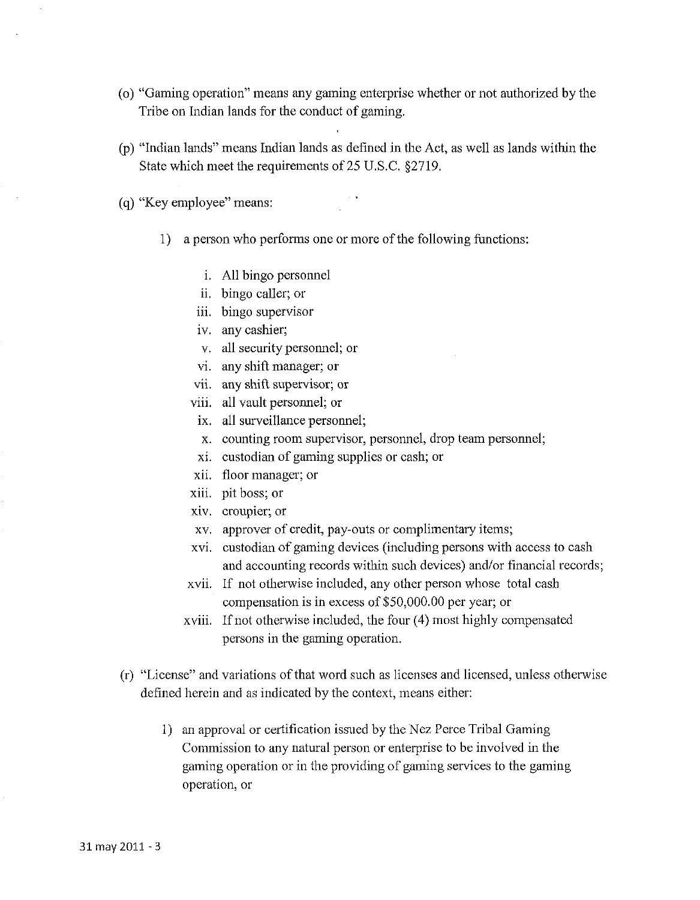(o) "Gaming operation" means any gaming enterprise whether or not authorized by the Tribe on Indian lands for the conduct of gaming.

(p) "Indian lands" means Indian lands as defined in the Act, as well as lands within the State which meet the requirements of 25 U.S.C. §2719.

(q) "Key employee" means:

1) a person who performs one or more of the following functions:

   i. All bingo personnel
   ii. bingo caller; or
   iii. bingo supervisor
   iv. any cashier;
   v. all security personnel; or
   vi. any shift manager; or
   vii. any shift supervisor; or
   viii. all vault personnel; or
   ix. all surveillance personnel;
   x. counting room supervisor, personnel, drop team personnel;
   xi. custodian of gaming supplies or cash; or
   xii. floor manager; or
   xiii. pit boss; or
   xiv. croupier; or
   xv. approver of credit, pay-outs or complimentary items;
   xvi. custodian of gaming devices (including persons with access to cash and accounting records within such devices) and/or financial records;
   xvii. If not otherwise included, any other person whose total cash compensation is in excess of $50,000.00 per year; or
   xviii. If not otherwise included, the four (4) most highly compensated persons in the gaming operation.

(r) "License" and variations of that word such as licenses and licensed, unless otherwise defined herein and as indicated by the context, means either:

1) an approval or certification issued by the Nez Perce Tribal Gaming Commission to any natural person or enterprise to be involved in the gaming operation or in the providing of gaming services to the gaming operation, or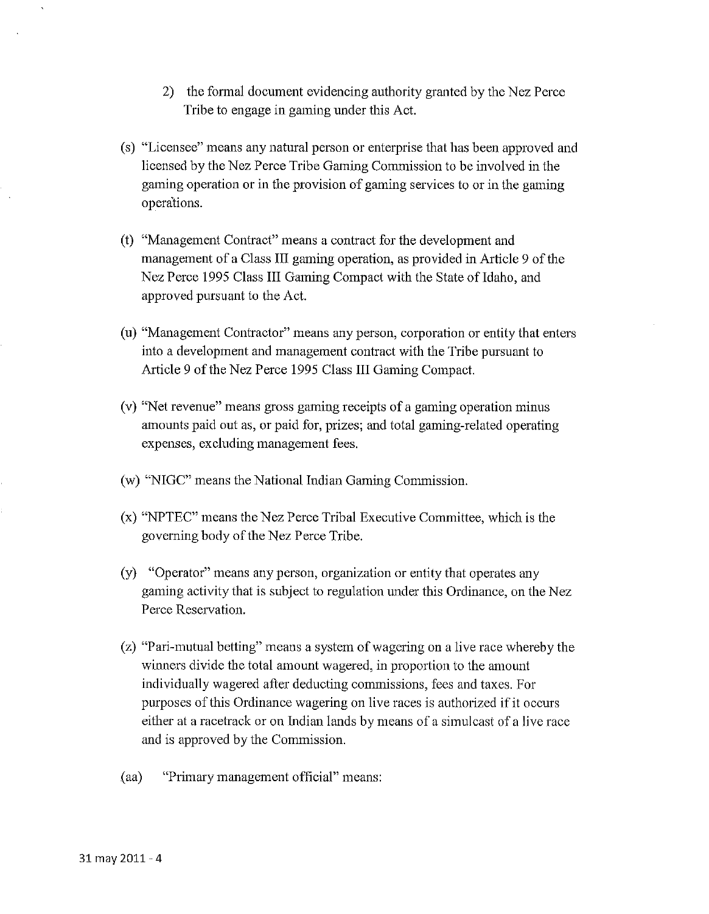2) the formal document evidencing authority granted by the Nez Perce Tribe to engage in gaming under this Act.

(s) "Licensee" means any natural person or enterprise that has been approved and licensed by the Nez Perce Tribe Gaming Commission to be involved in the gaming operation or in the provision of gaming services to or in the gaming operations.

(t) "Management Contract" means a contract for the development and management of a Class III gaming operation, as provided in Article 9 of the Nez Perce 1995 Class III Gaming Compact with the State of Idaho, and approved pursuant to the Act.

(u) "Management Contractor" means any person, corporation or entity that enters into a development and management contract with the Tribe pursuant to Article 9 of the Nez Perce 1995 Class III Gaming Compact.

(v) "Net revenue" means gross gaming receipts of a gaming operation minus amounts paid out as, or paid for, prizes; and total gaming-related operating expenses, excluding management fees.

(w) "NIGC" means the National Indian Gaming Commission.

(x) "NPTEC" means the Nez Perce Tribal Executive Committee, which is the governing body of the Nez Perce Tribe.

(y) "Operator" means any person, organization or entity that operates any gaming activity that is subject to regulation under this Ordinance, on the Nez Perce Reservation.

(z) "Pari-mutual betting" means a system of wagering on a live race whereby the winners divide the total amount wagered, in proportion to the amount individually wagered after deducting commissions, fees and taxes. For purposes of this Ordinance wagering on live races is authorized if it occurs either at a racetrack or on Indian lands by means of a simulcast of a live race and is approved by the Commission.

(aa) "Primary management official" means: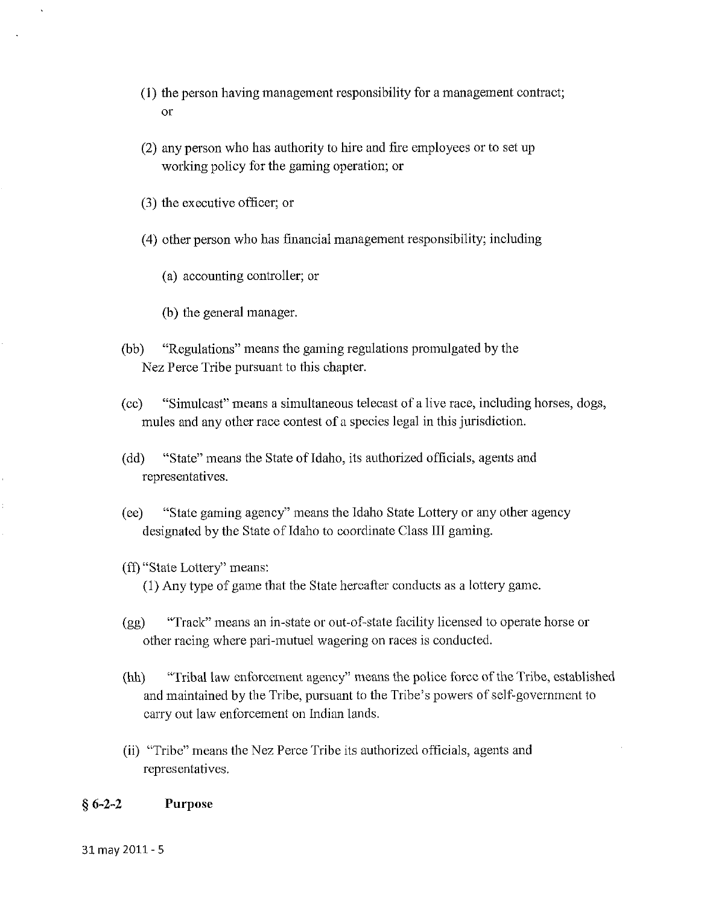(1) the person having management responsibility for a management contract; or

(2) any person who has authority to hire and fire employees or to set up working policy for the gaming operation; or

(3) the executive officer; or

(4) other person who has financial management responsibility; including

(a) accounting controller; or

(b) the general manager.

(bb) "Regulations" means the gaming regulations promulgated by the Nez Perce Tribe pursuant to this chapter.

(cc) "Simulcast" means a simultaneous telecast of a live race, including horses, dogs, mules and any other race contest of a species legal in this jurisdiction.

(dd) "State" means the State of Idaho, its authorized officials, agents and representatives.

(ee) "State gaming agency" means the Idaho State Lottery or any other agency designated by the State of Idaho to coordinate Class III gaming.

(ff) "State Lottery" means:
(1) Any type of game that the State hereafter conducts as a lottery game.

(gg) "Track" means an in-state or out-of-state facility licensed to operate horse or other racing where pari-mutuel wagering on races is conducted.

(hh) "Tribal law enforcement agency" means the police force of the Tribe, established and maintained by the Tribe, pursuant to the Tribe's powers of self-government to carry out law enforcement on Indian lands.

(ii) "Tribe" means the Nez Perce Tribe its authorized officials, agents and representatives.

**§ 6-2-2 Purpose**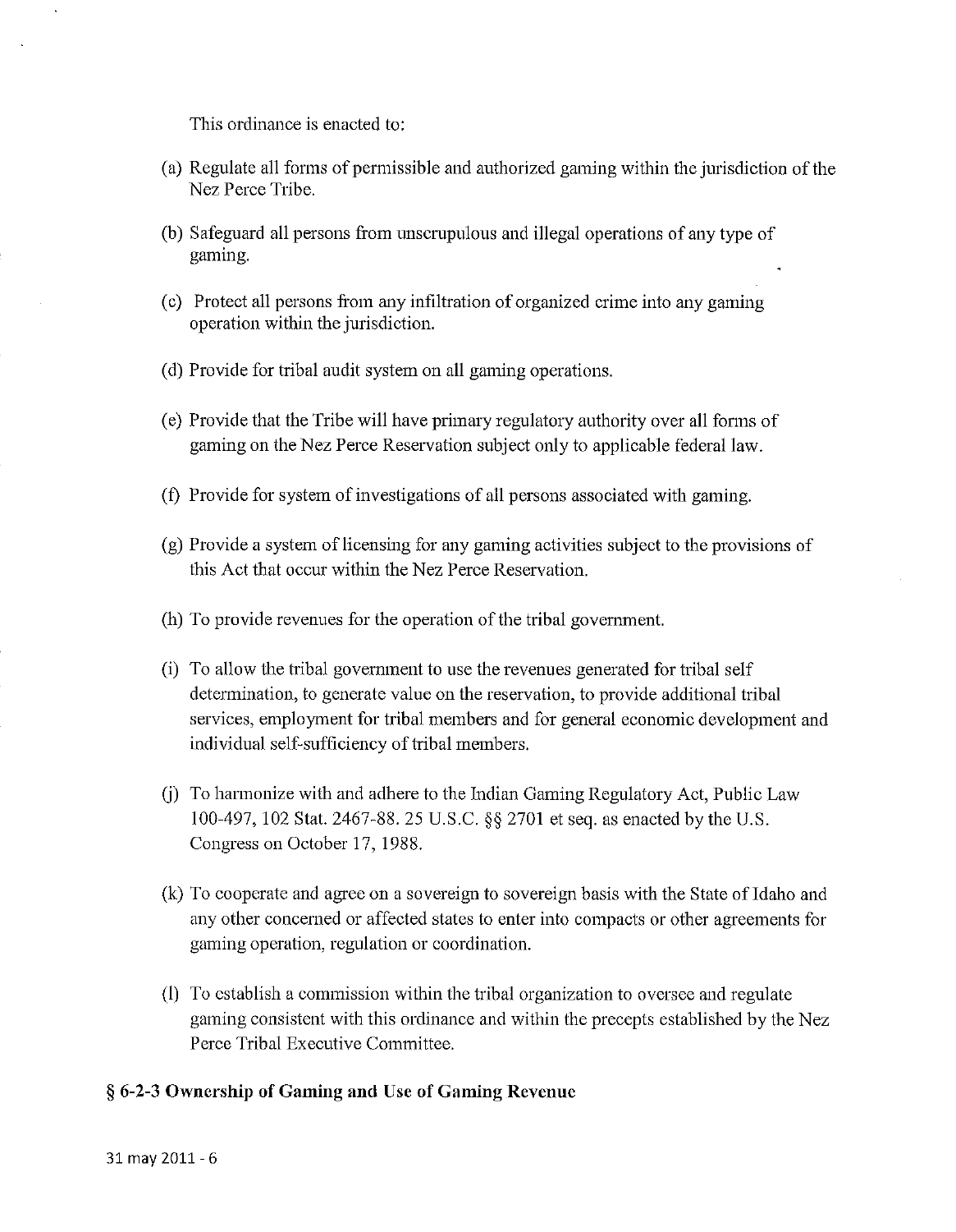This ordinance is enacted to:

(a) Regulate all forms of permissible and authorized gaming within the jurisdiction of the Nez Perce Tribe.

(b) Safeguard all persons from unscrupulous and illegal operations of any type of gaming.

(c) Protect all persons from any infiltration of organized crime into any gaming operation within the jurisdiction.

(d) Provide for tribal audit system on all gaming operations.

(e) Provide that the Tribe will have primary regulatory authority over all forms of gaming on the Nez Perce Reservation subject only to applicable federal law.

(f) Provide for system of investigations of all persons associated with gaming.

(g) Provide a system of licensing for any gaming activities subject to the provisions of this Act that occur within the Nez Perce Reservation.

(h) To provide revenues for the operation of the tribal government.

(i) To allow the tribal government to use the revenues generated for tribal self determination, to generate value on the reservation, to provide additional tribal services, employment for tribal members and for general economic development and individual self-sufficiency of tribal members.

(j) To harmonize with and adhere to the Indian Gaming Regulatory Act, Public Law 100-497, 102 Stat. 2467-88. 25 U.S.C. §§ 2701 et seq. as enacted by the U.S. Congress on October 17, 1988.

(k) To cooperate and agree on a sovereign to sovereign basis with the State of Idaho and any other concerned or affected states to enter into compacts or other agreements for gaming operation, regulation or coordination.

(l) To establish a commission within the tribal organization to oversee and regulate gaming consistent with this ordinance and within the precepts established by the Nez Perce Tribal Executive Committee.

### § 6-2-3 Ownership of Gaming and Use of Gaming Revenue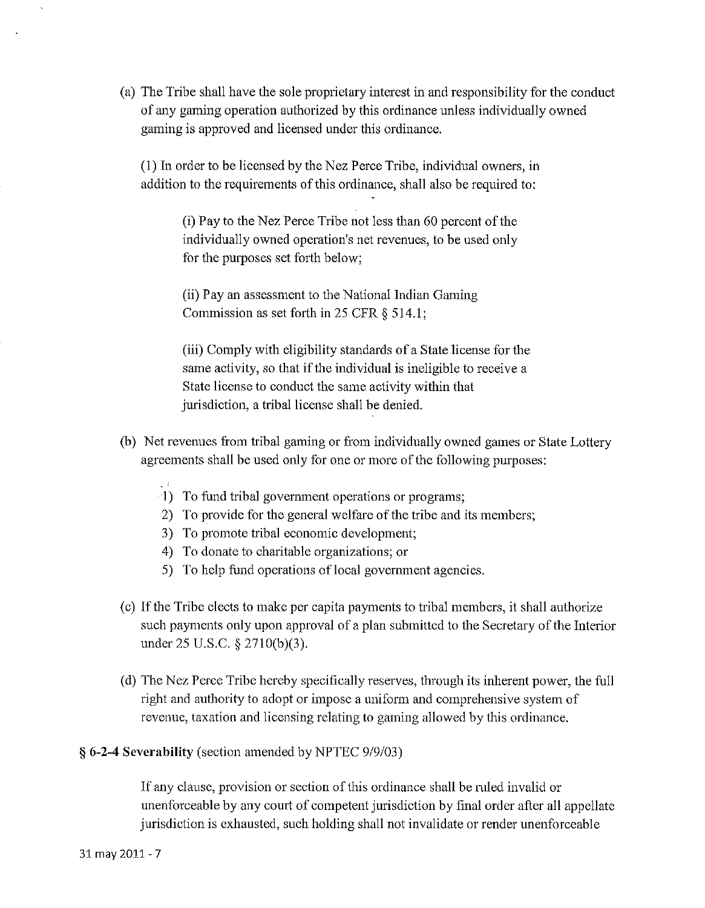(a) The Tribe shall have the sole proprietary interest in and responsibility for the conduct of any gaming operation authorized by this ordinance unless individually owned gaming is approved and licensed under this ordinance.

(1) In order to be licensed by the Nez Perce Tribe, individual owners, in addition to the requirements of this ordinance, shall also be required to:

(i) Pay to the Nez Perce Tribe not less than 60 percent of the individually owned operation's net revenues, to be used only for the purposes set forth below;

(ii) Pay an assessment to the National Indian Gaming Commission as set forth in 25 CFR § 514.1;

(iii) Comply with eligibility standards of a State license for the same activity, so that if the individual is ineligible to receive a State license to conduct the same activity within that jurisdiction, a tribal license shall be denied.

(b) Net revenues from tribal gaming or from individually owned games or State Lottery agreements shall be used only for one or more of the following purposes:

1) To fund tribal government operations or programs;
2) To provide for the general welfare of the tribe and its members;
3) To promote tribal economic development;
4) To donate to charitable organizations; or
5) To help fund operations of local government agencies.

(c) If the Tribe elects to make per capita payments to tribal members, it shall authorize such payments only upon approval of a plan submitted to the Secretary of the Interior under 25 U.S.C. § 2710(b)(3).

(d) The Nez Perce Tribe hereby specifically reserves, through its inherent power, the full right and authority to adopt or impose a uniform and comprehensive system of revenue, taxation and licensing relating to gaming allowed by this ordinance.

**§ 6-2-4 Severability** (section amended by NPTEC 9/9/03)

If any clause, provision or section of this ordinance shall be ruled invalid or unenforceable by any court of competent jurisdiction by final order after all appellate jurisdiction is exhausted, such holding shall not invalidate or render unenforceable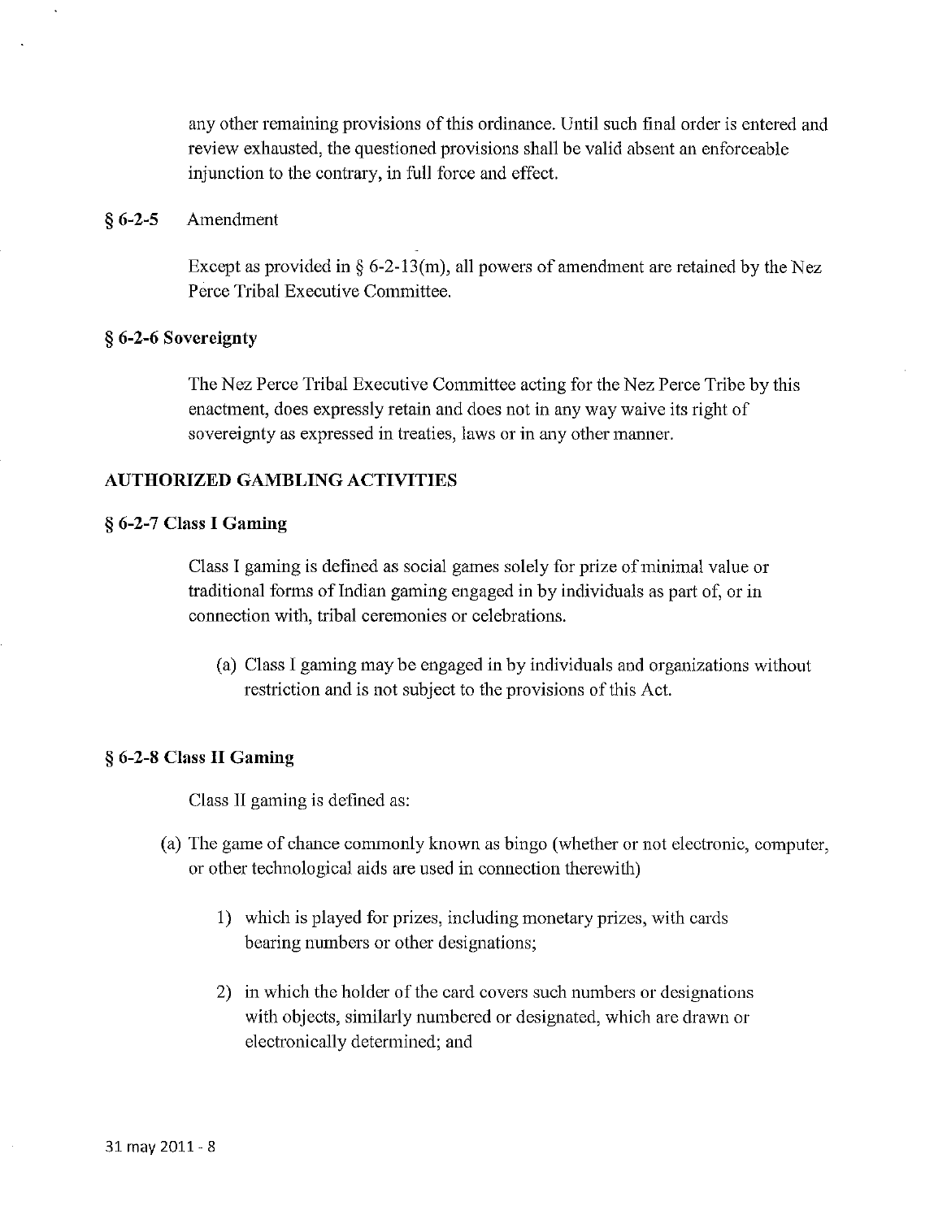any other remaining provisions of this ordinance. Until such final order is entered and review exhausted, the questioned provisions shall be valid absent an enforceable injunction to the contrary, in full force and effect.

### § 6-2-5 Amendment

Except as provided in § 6-2-13(m), all powers of amendment are retained by the Nez Perce Tribal Executive Committee.

### § 6-2-6 Sovereignty

The Nez Perce Tribal Executive Committee acting for the Nez Perce Tribe by this enactment, does expressly retain and does not in any way waive its right of sovereignty as expressed in treaties, laws or in any other manner.

## AUTHORIZED GAMBLING ACTIVITIES

### § 6-2-7 Class I Gaming

Class I gaming is defined as social games solely for prize of minimal value or traditional forms of Indian gaming engaged in by individuals as part of, or in connection with, tribal ceremonies or celebrations.

(a) Class I gaming may be engaged in by individuals and organizations without restriction and is not subject to the provisions of this Act.

### § 6-2-8 Class II Gaming

Class II gaming is defined as:

(a) The game of chance commonly known as bingo (whether or not electronic, computer, or other technological aids are used in connection therewith)

1) which is played for prizes, including monetary prizes, with cards bearing numbers or other designations;

2) in which the holder of the card covers such numbers or designations with objects, similarly numbered or designated, which are drawn or electronically determined; and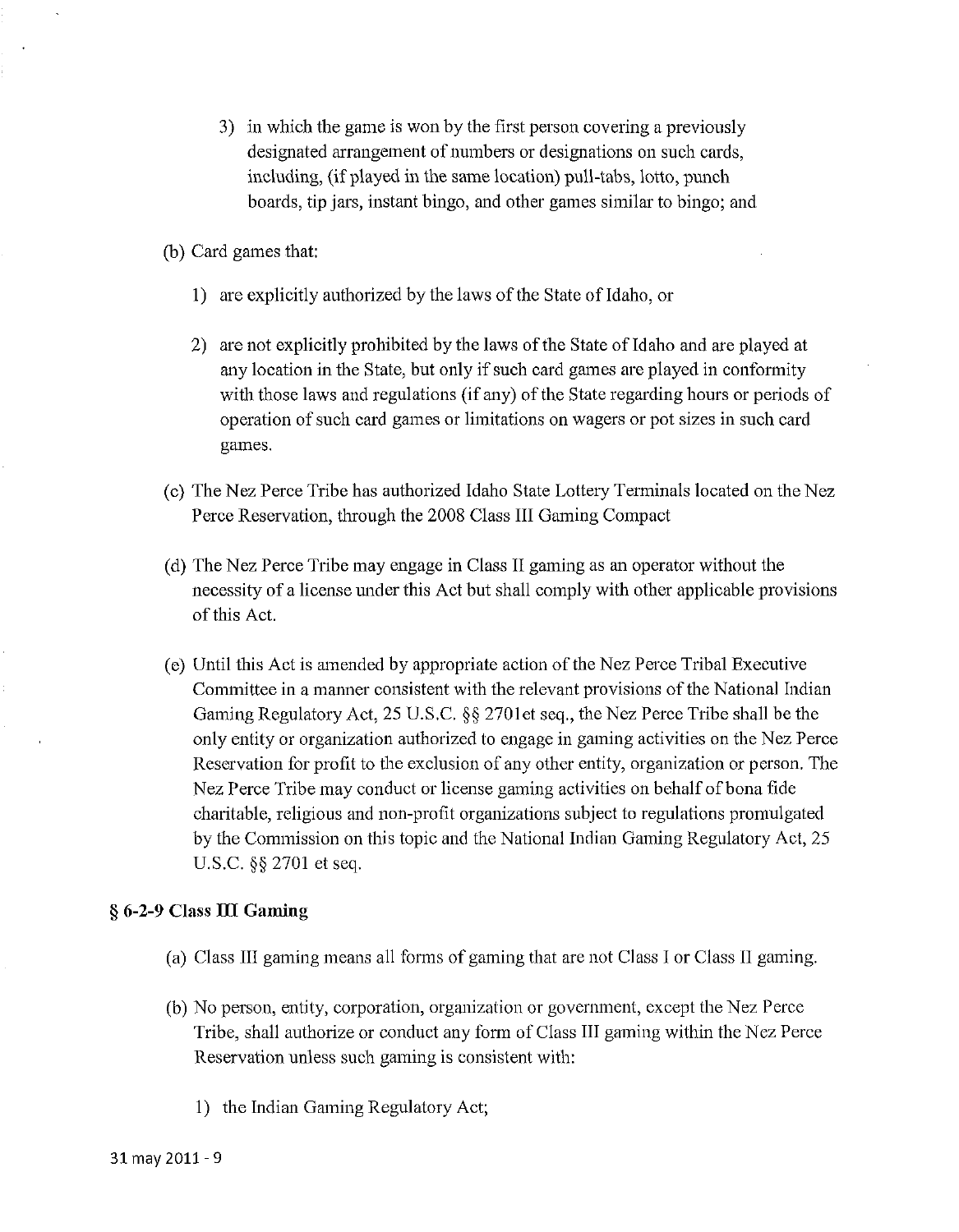3) in which the game is won by the first person covering a previously designated arrangement of numbers or designations on such cards, including, (if played in the same location) pull-tabs, lotto, punch boards, tip jars, instant bingo, and other games similar to bingo; and

(b) Card games that:

1) are explicitly authorized by the laws of the State of Idaho, or

2) are not explicitly prohibited by the laws of the State of Idaho and are played at any location in the State, but only if such card games are played in conformity with those laws and regulations (if any) of the State regarding hours or periods of operation of such card games or limitations on wagers or pot sizes in such card games.

(c) The Nez Perce Tribe has authorized Idaho State Lottery Terminals located on the Nez Perce Reservation, through the 2008 Class III Gaming Compact

(d) The Nez Perce Tribe may engage in Class II gaming as an operator without the necessity of a license under this Act but shall comply with other applicable provisions of this Act.

(e) Until this Act is amended by appropriate action of the Nez Perce Tribal Executive Committee in a manner consistent with the relevant provisions of the National Indian Gaming Regulatory Act, 25 U.S.C. §§ 2701et seq., the Nez Perce Tribe shall be the only entity or organization authorized to engage in gaming activities on the Nez Perce Reservation for profit to the exclusion of any other entity, organization or person. The Nez Perce Tribe may conduct or license gaming activities on behalf of bona fide charitable, religious and non-profit organizations subject to regulations promulgated by the Commission on this topic and the National Indian Gaming Regulatory Act, 25 U.S.C. §§ 2701 et seq.

### § 6-2-9 Class III Gaming

(a) Class III gaming means all forms of gaming that are not Class I or Class II gaming.

(b) No person, entity, corporation, organization or government, except the Nez Perce Tribe, shall authorize or conduct any form of Class III gaming within the Nez Perce Reservation unless such gaming is consistent with:

1) the Indian Gaming Regulatory Act;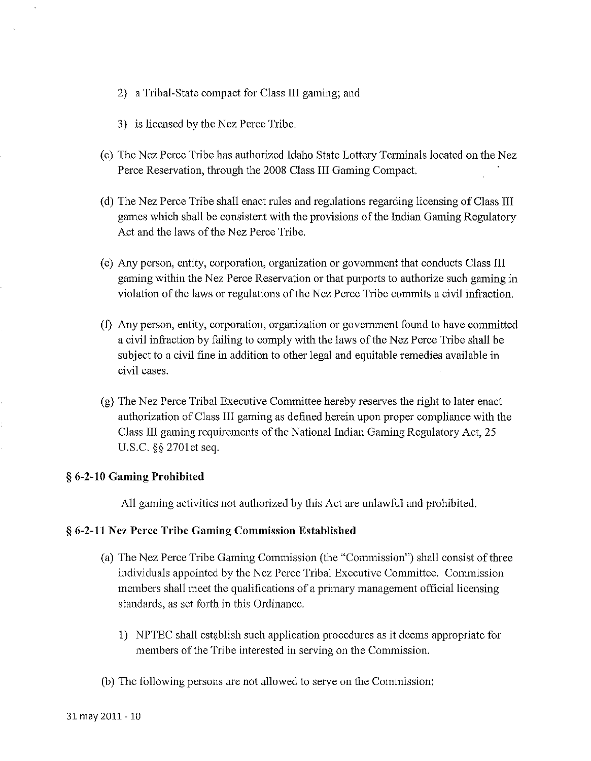2) a Tribal-State compact for Class III gaming; and

3) is licensed by the Nez Perce Tribe.

(c) The Nez Perce Tribe has authorized Idaho State Lottery Terminals located on the Nez Perce Reservation, through the 2008 Class III Gaming Compact.

(d) The Nez Perce Tribe shall enact rules and regulations regarding licensing of Class III games which shall be consistent with the provisions of the Indian Gaming Regulatory Act and the laws of the Nez Perce Tribe.

(e) Any person, entity, corporation, organization or government that conducts Class III gaming within the Nez Perce Reservation or that purports to authorize such gaming in violation of the laws or regulations of the Nez Perce Tribe commits a civil infraction.

(f) Any person, entity, corporation, organization or government found to have committed a civil infraction by failing to comply with the laws of the Nez Perce Tribe shall be subject to a civil fine in addition to other legal and equitable remedies available in civil cases.

(g) The Nez Perce Tribal Executive Committee hereby reserves the right to later enact authorization of Class III gaming as defined herein upon proper compliance with the Class III gaming requirements of the National Indian Gaming Regulatory Act, 25 U.S.C. §§ 2701et seq.

**§ 6-2-10 Gaming Prohibited**

All gaming activities not authorized by this Act are unlawful and prohibited.

**§ 6-2-11 Nez Perce Tribe Gaming Commission Established**

(a) The Nez Perce Tribe Gaming Commission (the "Commission") shall consist of three individuals appointed by the Nez Perce Tribal Executive Committee. Commission members shall meet the qualifications of a primary management official licensing standards, as set forth in this Ordinance.

1) NPTEC shall establish such application procedures as it deems appropriate for members of the Tribe interested in serving on the Commission.

(b) The following persons are not allowed to serve on the Commission: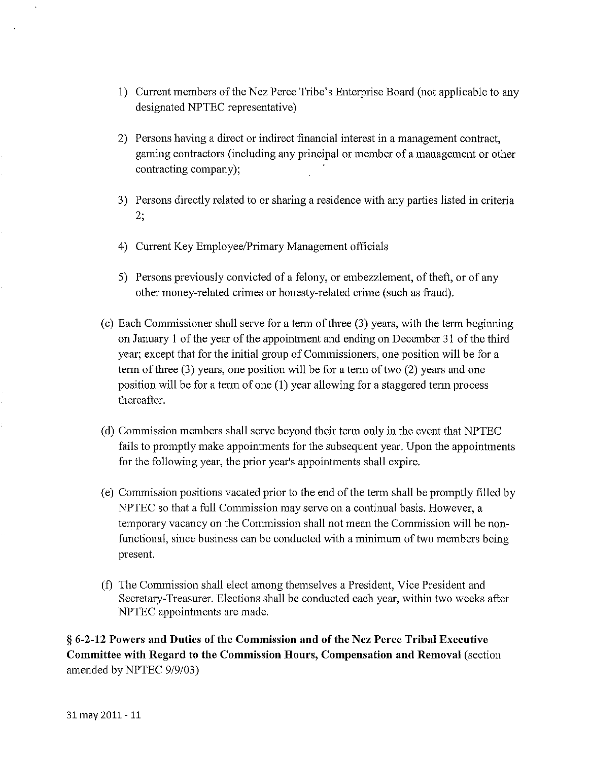1) Current members of the Nez Perce Tribe's Enterprise Board (not applicable to any designated NPTEC representative)

2) Persons having a direct or indirect financial interest in a management contract, gaming contractors (including any principal or member of a management or other contracting company);

3) Persons directly related to or sharing a residence with any parties listed in criteria 2;

4) Current Key Employee/Primary Management officials

5) Persons previously convicted of a felony, or embezzlement, of theft, or of any other money-related crimes or honesty-related crime (such as fraud).

(c) Each Commissioner shall serve for a term of three (3) years, with the term beginning on January 1 of the year of the appointment and ending on December 31 of the third year; except that for the initial group of Commissioners, one position will be for a term of three (3) years, one position will be for a term of two (2) years and one position will be for a term of one (1) year allowing for a staggered term process thereafter.

(d) Commission members shall serve beyond their term only in the event that NPTEC fails to promptly make appointments for the subsequent year. Upon the appointments for the following year, the prior year's appointments shall expire.

(e) Commission positions vacated prior to the end of the term shall be promptly filled by NPTEC so that a full Commission may serve on a continual basis. However, a temporary vacancy on the Commission shall not mean the Commission will be non-functional, since business can be conducted with a minimum of two members being present.

(f) The Commission shall elect among themselves a President, Vice President and Secretary-Treasurer. Elections shall be conducted each year, within two weeks after NPTEC appointments are made.

**§ 6-2-12 Powers and Duties of the Commission and of the Nez Perce Tribal Executive Committee with Regard to the Commission Hours, Compensation and Removal** (section amended by NPTEC 9/9/03)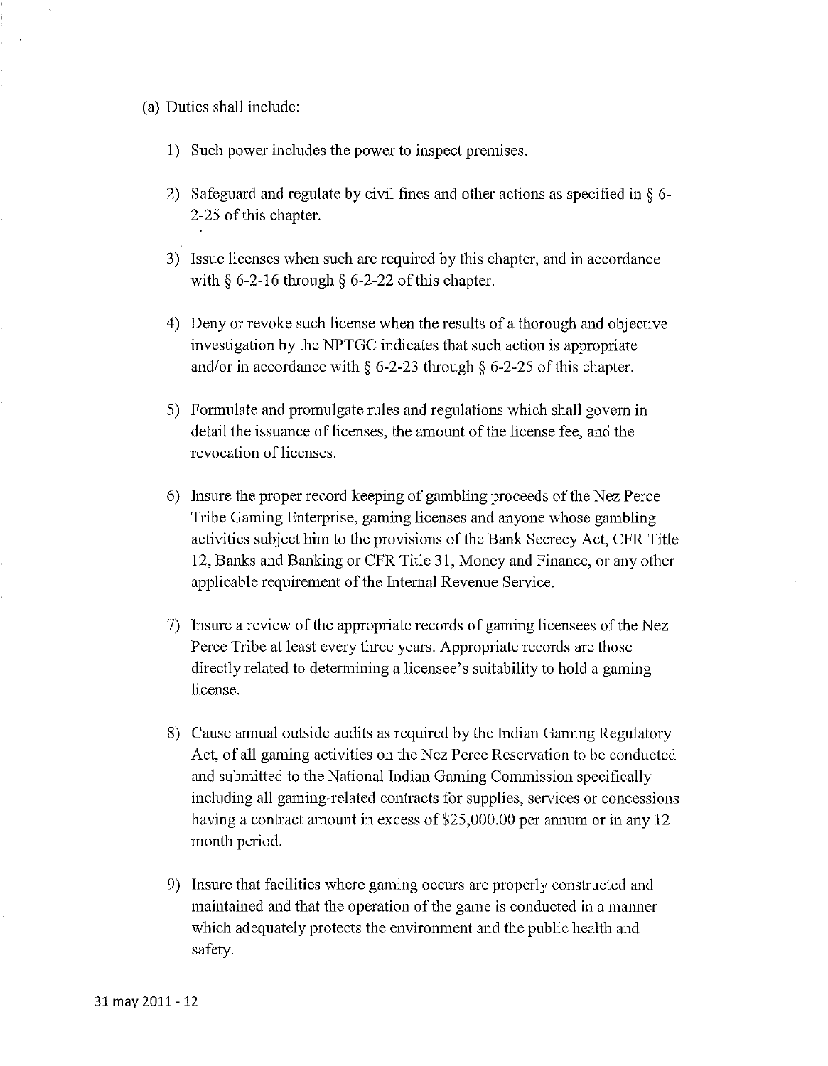(a) Duties shall include:

1) Such power includes the power to inspect premises.

2) Safeguard and regulate by civil fines and other actions as specified in § 6-2-25 of this chapter.

3) Issue licenses when such are required by this chapter, and in accordance with § 6-2-16 through § 6-2-22 of this chapter.

4) Deny or revoke such license when the results of a thorough and objective investigation by the NPTGC indicates that such action is appropriate and/or in accordance with § 6-2-23 through § 6-2-25 of this chapter.

5) Formulate and promulgate rules and regulations which shall govern in detail the issuance of licenses, the amount of the license fee, and the revocation of licenses.

6) Insure the proper record keeping of gambling proceeds of the Nez Perce Tribe Gaming Enterprise, gaming licenses and anyone whose gambling activities subject him to the provisions of the Bank Secrecy Act, CFR Title 12, Banks and Banking or CFR Title 31, Money and Finance, or any other applicable requirement of the Internal Revenue Service.

7) Insure a review of the appropriate records of gaming licensees of the Nez Perce Tribe at least every three years. Appropriate records are those directly related to determining a licensee's suitability to hold a gaming license.

8) Cause annual outside audits as required by the Indian Gaming Regulatory Act, of all gaming activities on the Nez Perce Reservation to be conducted and submitted to the National Indian Gaming Commission specifically including all gaming-related contracts for supplies, services or concessions having a contract amount in excess of $25,000.00 per annum or in any 12 month period.

9) Insure that facilities where gaming occurs are properly constructed and maintained and that the operation of the game is conducted in a manner which adequately protects the environment and the public health and safety.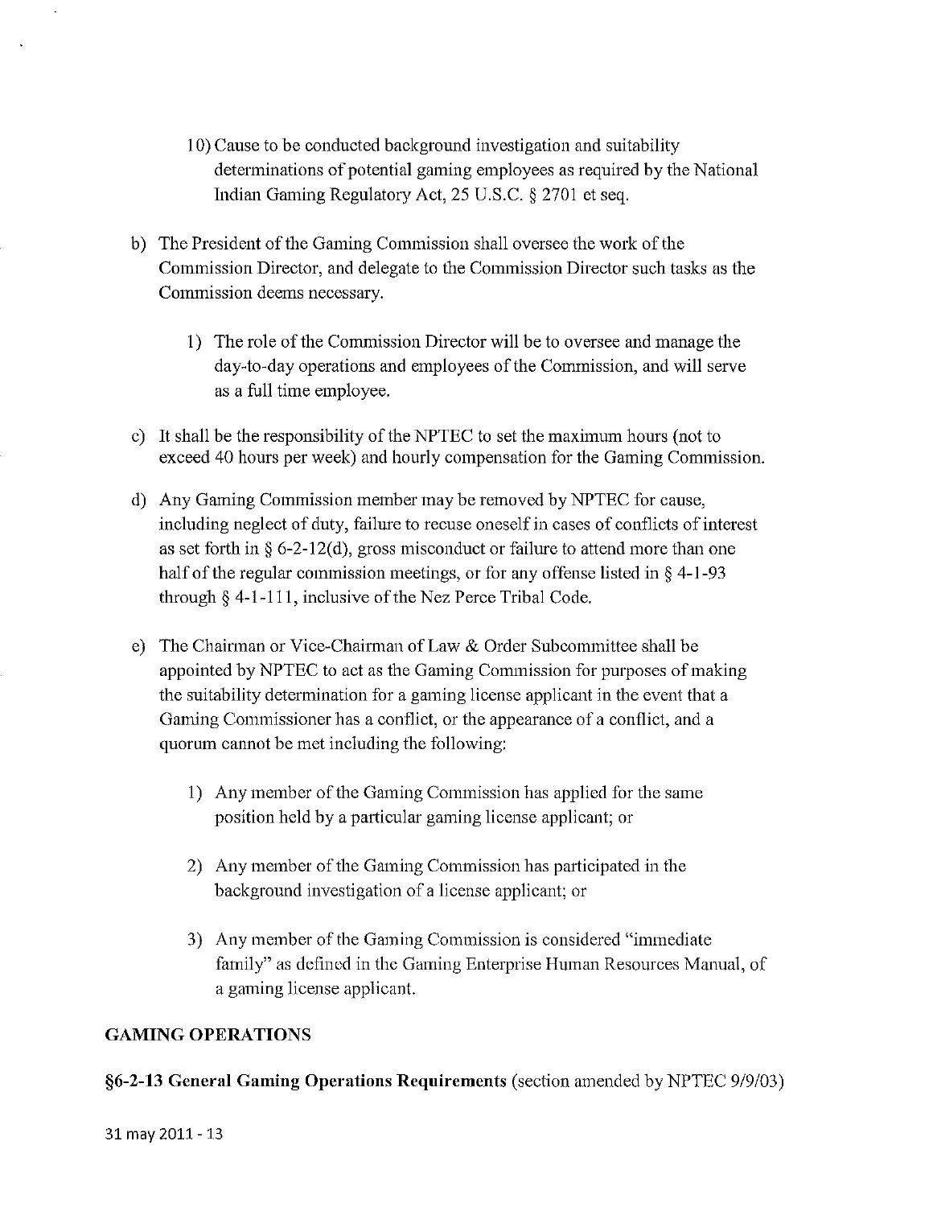10) Cause to be conducted background investigation and suitability determinations of potential gaming employees as required by the National Indian Gaming Regulatory Act, 25 U.S.C. § 2701 et seq.

b) The President of the Gaming Commission shall oversee the work of the Commission Director, and delegate to the Commission Director such tasks as the Commission deems necessary.

   1) The role of the Commission Director will be to oversee and manage the day-to-day operations and employees of the Commission, and will serve as a full time employee.

c) It shall be the responsibility of the NPTEC to set the maximum hours (not to exceed 40 hours per week) and hourly compensation for the Gaming Commission.

d) Any Gaming Commission member may be removed by NPTEC for cause, including neglect of duty, failure to recuse oneself in cases of conflicts of interest as set forth in § 6-2-12(d), gross misconduct or failure to attend more than one half of the regular commission meetings, or for any offense listed in § 4-1-93 through § 4-1-111, inclusive of the Nez Perce Tribal Code.

e) The Chairman or Vice-Chairman of Law & Order Subcommittee shall be appointed by NPTEC to act as the Gaming Commission for purposes of making the suitability determination for a gaming license applicant in the event that a Gaming Commissioner has a conflict, or the appearance of a conflict, and a quorum cannot be met including the following:

   1) Any member of the Gaming Commission has applied for the same position held by a particular gaming license applicant; or

   2) Any member of the Gaming Commission has participated in the background investigation of a license applicant; or

   3) Any member of the Gaming Commission is considered "immediate family" as defined in the Gaming Enterprise Human Resources Manual, of a gaming license applicant.

## GAMING OPERATIONS

**§6-2-13 General Gaming Operations Requirements** (section amended by NPTEC 9/9/03)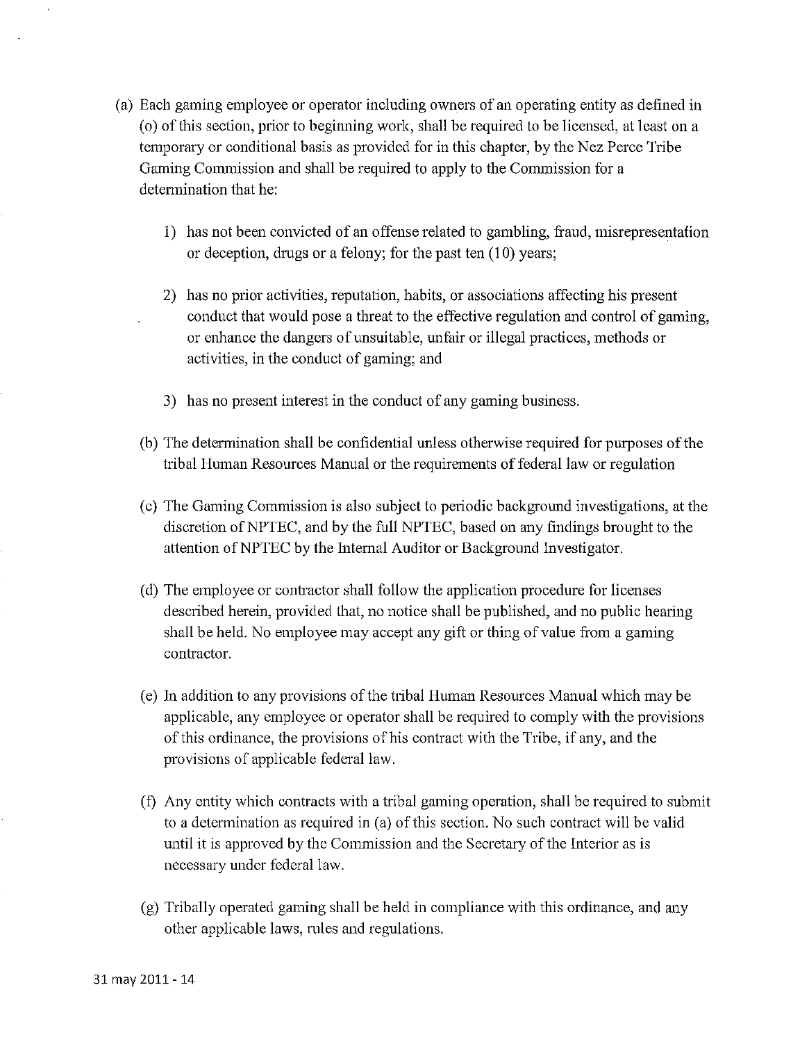(a) Each gaming employee or operator including owners of an operating entity as defined in (o) of this section, prior to beginning work, shall be required to be licensed, at least on a temporary or conditional basis as provided for in this chapter, by the Nez Perce Tribe Gaming Commission and shall be required to apply to the Commission for a determination that he:

1) has not been convicted of an offense related to gambling, fraud, misrepresentation or deception, drugs or a felony; for the past ten (10) years;

2) has no prior activities, reputation, habits, or associations affecting his present conduct that would pose a threat to the effective regulation and control of gaming, or enhance the dangers of unsuitable, unfair or illegal practices, methods or activities, in the conduct of gaming; and

3) has no present interest in the conduct of any gaming business.

(b) The determination shall be confidential unless otherwise required for purposes of the tribal Human Resources Manual or the requirements of federal law or regulation

(c) The Gaming Commission is also subject to periodic background investigations, at the discretion of NPTEC, and by the full NPTEC, based on any findings brought to the attention of NPTEC by the Internal Auditor or Background Investigator.

(d) The employee or contractor shall follow the application procedure for licenses described herein, provided that, no notice shall be published, and no public hearing shall be held. No employee may accept any gift or thing of value from a gaming contractor.

(e) In addition to any provisions of the tribal Human Resources Manual which may be applicable, any employee or operator shall be required to comply with the provisions of this ordinance, the provisions of his contract with the Tribe, if any, and the provisions of applicable federal law.

(f) Any entity which contracts with a tribal gaming operation, shall be required to submit to a determination as required in (a) of this section. No such contract will be valid until it is approved by the Commission and the Secretary of the Interior as is necessary under federal law.

(g) Tribally operated gaming shall be held in compliance with this ordinance, and any other applicable laws, rules and regulations.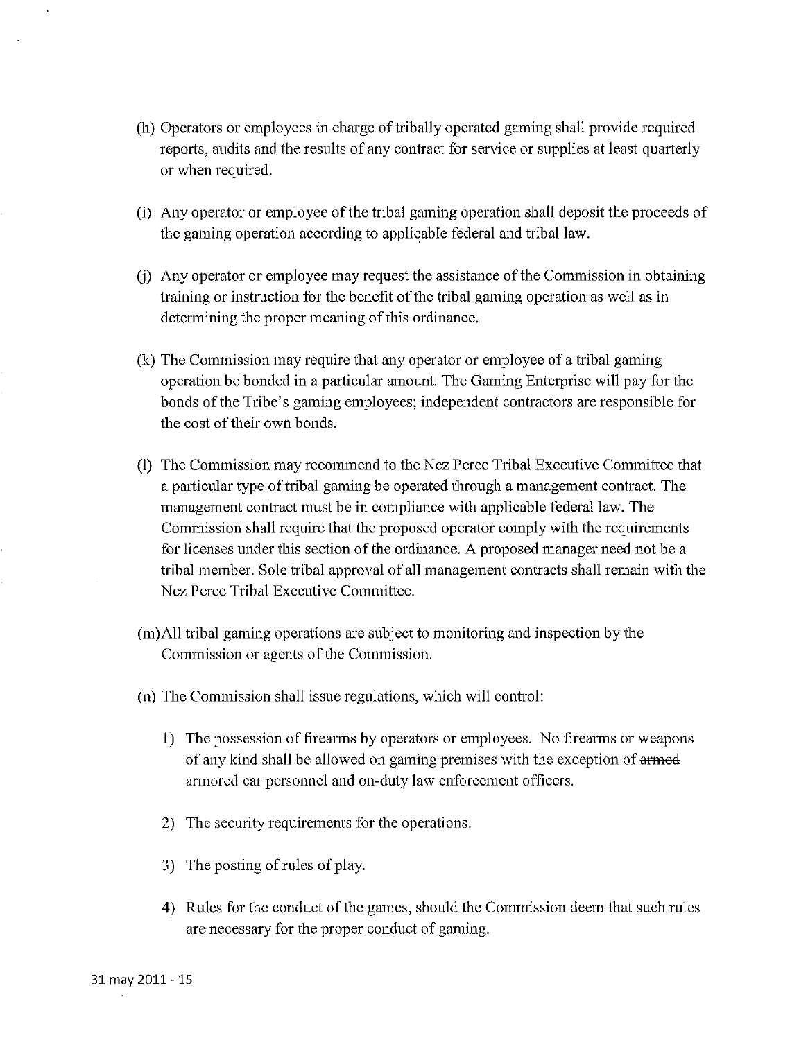(h) Operators or employees in charge of tribally operated gaming shall provide required reports, audits and the results of any contract for service or supplies at least quarterly or when required.

(i) Any operator or employee of the tribal gaming operation shall deposit the proceeds of the gaming operation according to applicable federal and tribal law.

(j) Any operator or employee may request the assistance of the Commission in obtaining training or instruction for the benefit of the tribal gaming operation as well as in determining the proper meaning of this ordinance.

(k) The Commission may require that any operator or employee of a tribal gaming operation be bonded in a particular amount. The Gaming Enterprise will pay for the bonds of the Tribe's gaming employees; independent contractors are responsible for the cost of their own bonds.

(l) The Commission may recommend to the Nez Perce Tribal Executive Committee that a particular type of tribal gaming be operated through a management contract. The management contract must be in compliance with applicable federal law. The Commission shall require that the proposed operator comply with the requirements for licenses under this section of the ordinance. A proposed manager need not be a tribal member. Sole tribal approval of all management contracts shall remain with the Nez Perce Tribal Executive Committee.

(m) All tribal gaming operations are subject to monitoring and inspection by the Commission or agents of the Commission.

(n) The Commission shall issue regulations, which will control:

1) The possession of firearms by operators or employees. No firearms or weapons of any kind shall be allowed on gaming premises with the exception of ~~armed~~ armored car personnel and on-duty law enforcement officers.

2) The security requirements for the operations.

3) The posting of rules of play.

4) Rules for the conduct of the games, should the Commission deem that such rules are necessary for the proper conduct of gaming.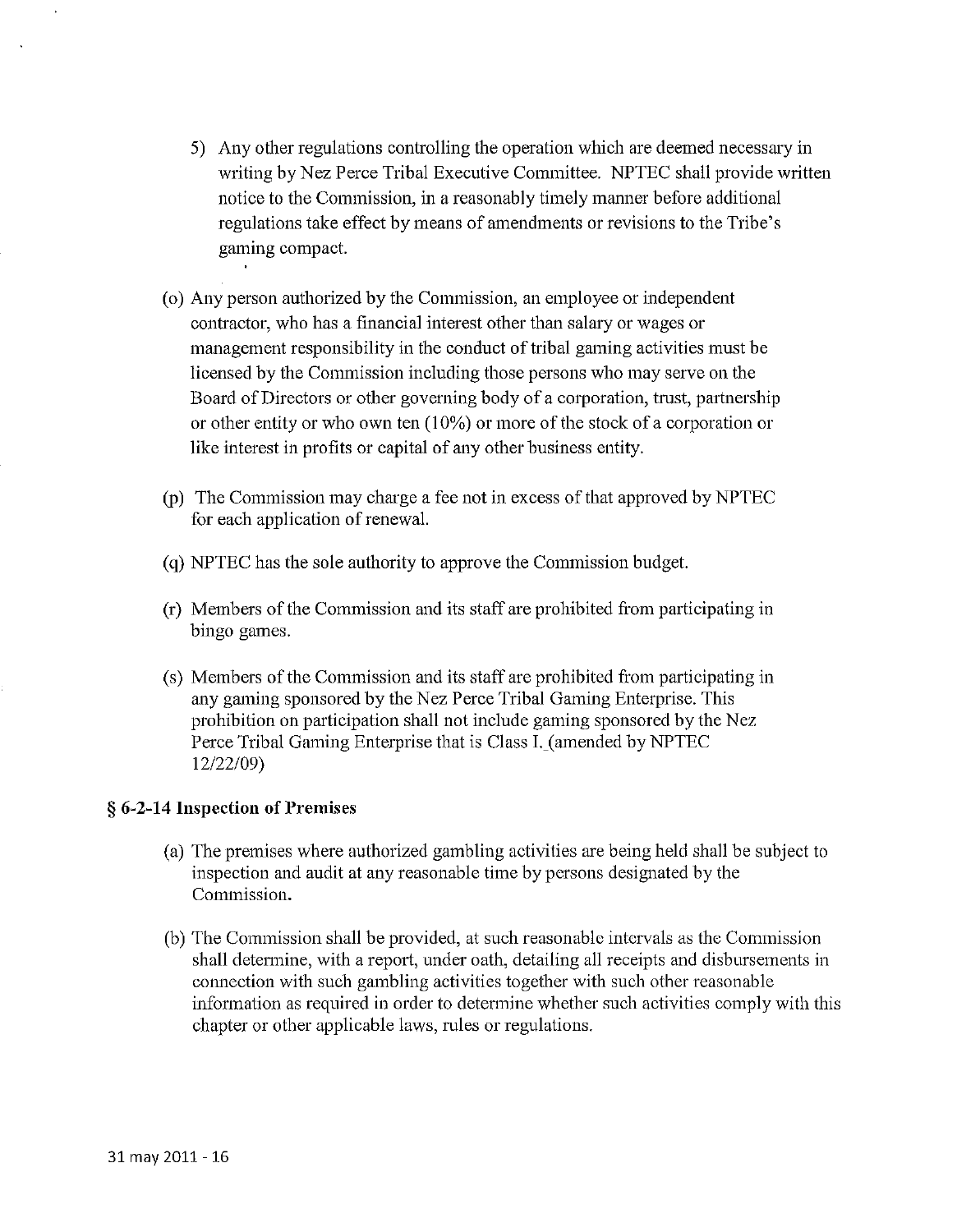5) Any other regulations controlling the operation which are deemed necessary in writing by Nez Perce Tribal Executive Committee. NPTEC shall provide written notice to the Commission, in a reasonably timely manner before additional regulations take effect by means of amendments or revisions to the Tribe's gaming compact.

(o) Any person authorized by the Commission, an employee or independent contractor, who has a financial interest other than salary or wages or management responsibility in the conduct of tribal gaming activities must be licensed by the Commission including those persons who may serve on the Board of Directors or other governing body of a corporation, trust, partnership or other entity or who own ten (10%) or more of the stock of a corporation or like interest in profits or capital of any other business entity.

(p) The Commission may charge a fee not in excess of that approved by NPTEC for each application of renewal.

(q) NPTEC has the sole authority to approve the Commission budget.

(r) Members of the Commission and its staff are prohibited from participating in bingo games.

(s) Members of the Commission and its staff are prohibited from participating in any gaming sponsored by the Nez Perce Tribal Gaming Enterprise. This prohibition on participation shall not include gaming sponsored by the Nez Perce Tribal Gaming Enterprise that is Class I. (amended by NPTEC 12/22/09)

### § 6-2-14 Inspection of Premises

(a) The premises where authorized gambling activities are being held shall be subject to inspection and audit at any reasonable time by persons designated by the Commission.

(b) The Commission shall be provided, at such reasonable intervals as the Commission shall determine, with a report, under oath, detailing all receipts and disbursements in connection with such gambling activities together with such other reasonable information as required in order to determine whether such activities comply with this chapter or other applicable laws, rules or regulations.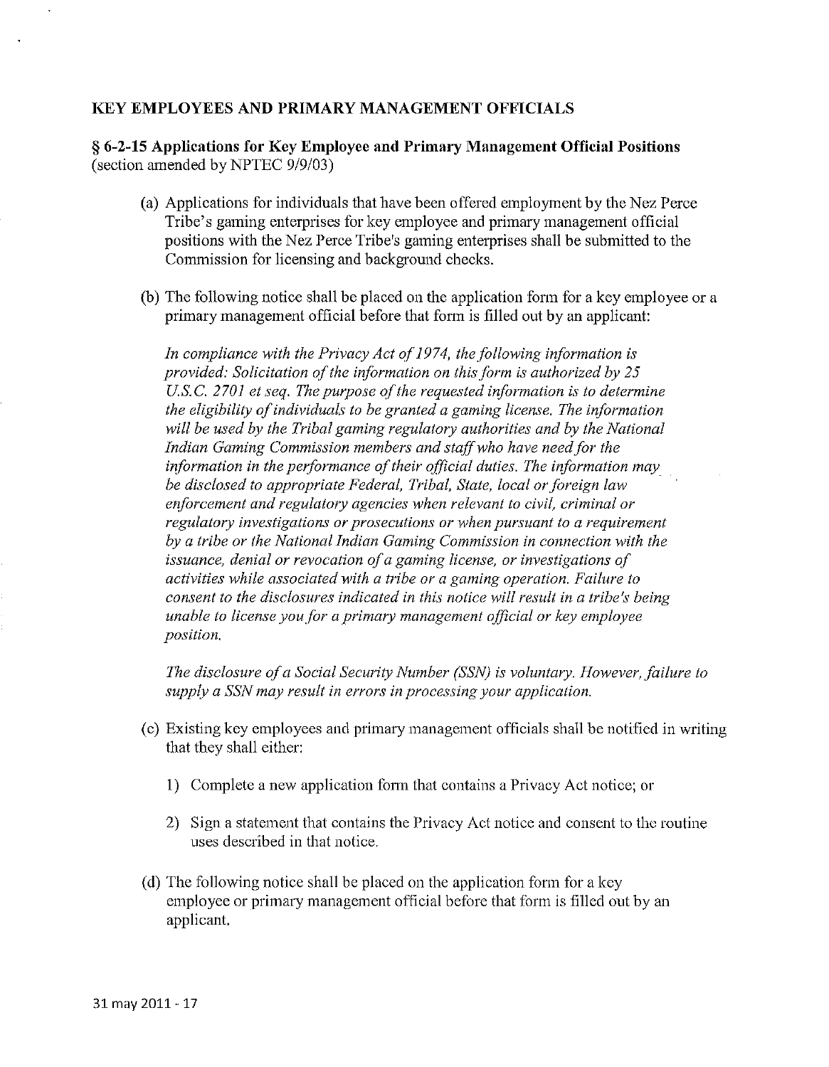## KEY EMPLOYEES AND PRIMARY MANAGEMENT OFFICIALS

### § 6-2-15 Applications for Key Employee and Primary Management Official Positions

(section amended by NPTEC 9/9/03)

(a) Applications for individuals that have been offered employment by the Nez Perce Tribe's gaming enterprises for key employee and primary management official positions with the Nez Perce Tribe's gaming enterprises shall be submitted to the Commission for licensing and background checks.

(b) The following notice shall be placed on the application form for a key employee or a primary management official before that form is filled out by an applicant:

*In compliance with the Privacy Act of 1974, the following information is provided: Solicitation of the information on this form is authorized by 25 U.S.C. 2701 et seq. The purpose of the requested information is to determine the eligibility of individuals to be granted a gaming license. The information will be used by the Tribal gaming regulatory authorities and by the National Indian Gaming Commission members and staff who have need for the information in the performance of their official duties. The information may be disclosed to appropriate Federal, Tribal, State, local or foreign law enforcement and regulatory agencies when relevant to civil, criminal or regulatory investigations or prosecutions or when pursuant to a requirement by a tribe or the National Indian Gaming Commission in connection with the issuance, denial or revocation of a gaming license, or investigations of activities while associated with a tribe or a gaming operation. Failure to consent to the disclosures indicated in this notice will result in a tribe's being unable to license you for a primary management official or key employee position.*

*The disclosure of a Social Security Number (SSN) is voluntary. However, failure to supply a SSN may result in errors in processing your application.*

(c) Existing key employees and primary management officials shall be notified in writing that they shall either:

1) Complete a new application form that contains a Privacy Act notice; or

2) Sign a statement that contains the Privacy Act notice and consent to the routine uses described in that notice.

(d) The following notice shall be placed on the application form for a key employee or primary management official before that form is filled out by an applicant.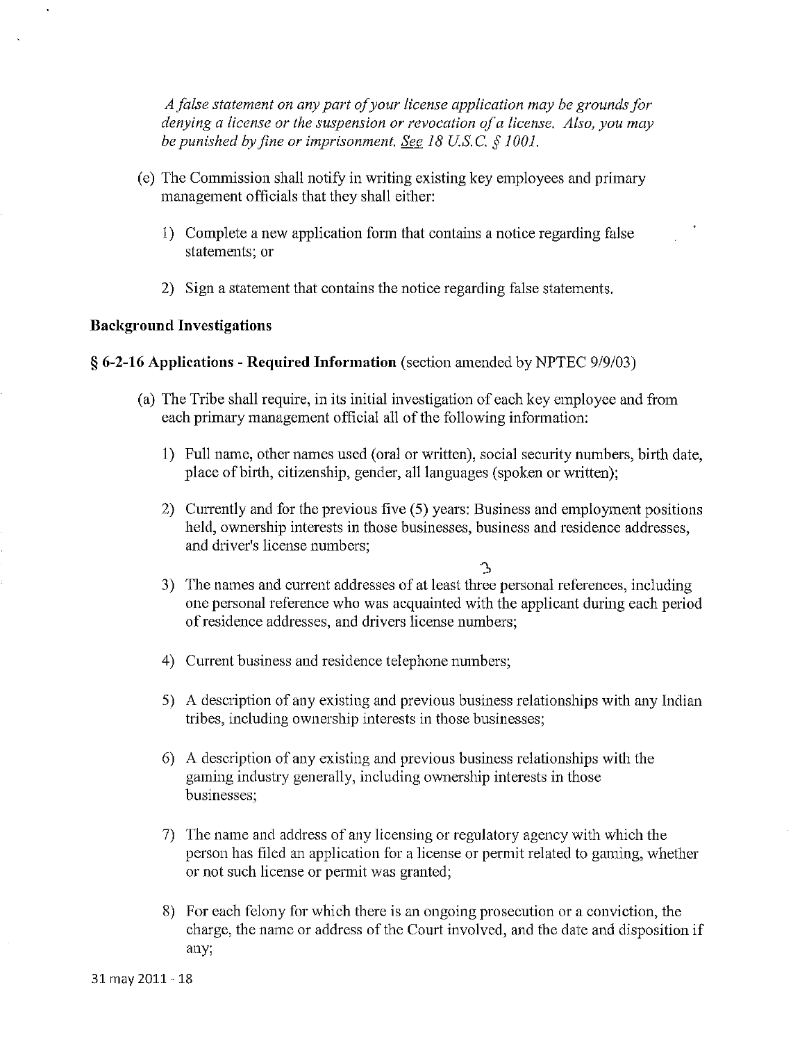*A false statement on any part of your license application may be grounds for denying a license or the suspension or revocation of a license. Also, you may be punished by fine or imprisonment. See 18 U.S.C. § 1001.*

(e) The Commission shall notify in writing existing key employees and primary management officials that they shall either:

1) Complete a new application form that contains a notice regarding false statements; or

2) Sign a statement that contains the notice regarding false statements.

**Background Investigations**

**§ 6-2-16 Applications - Required Information** (section amended by NPTEC 9/9/03)

(a) The Tribe shall require, in its initial investigation of each key employee and from each primary management official all of the following information:

1) Full name, other names used (oral or written), social security numbers, birth date, place of birth, citizenship, gender, all languages (spoken or written);

2) Currently and for the previous five (5) years: Business and employment positions held, ownership interests in those businesses, business and residence addresses, and driver's license numbers;

3) The names and current addresses of at least three personal references, including one personal reference who was acquainted with the applicant during each period of residence addresses, and drivers license numbers;

4) Current business and residence telephone numbers;

5) A description of any existing and previous business relationships with any Indian tribes, including ownership interests in those businesses;

6) A description of any existing and previous business relationships with the gaming industry generally, including ownership interests in those businesses;

7) The name and address of any licensing or regulatory agency with which the person has filed an application for a license or permit related to gaming, whether or not such license or permit was granted;

8) For each felony for which there is an ongoing prosecution or a conviction, the charge, the name or address of the Court involved, and the date and disposition if any;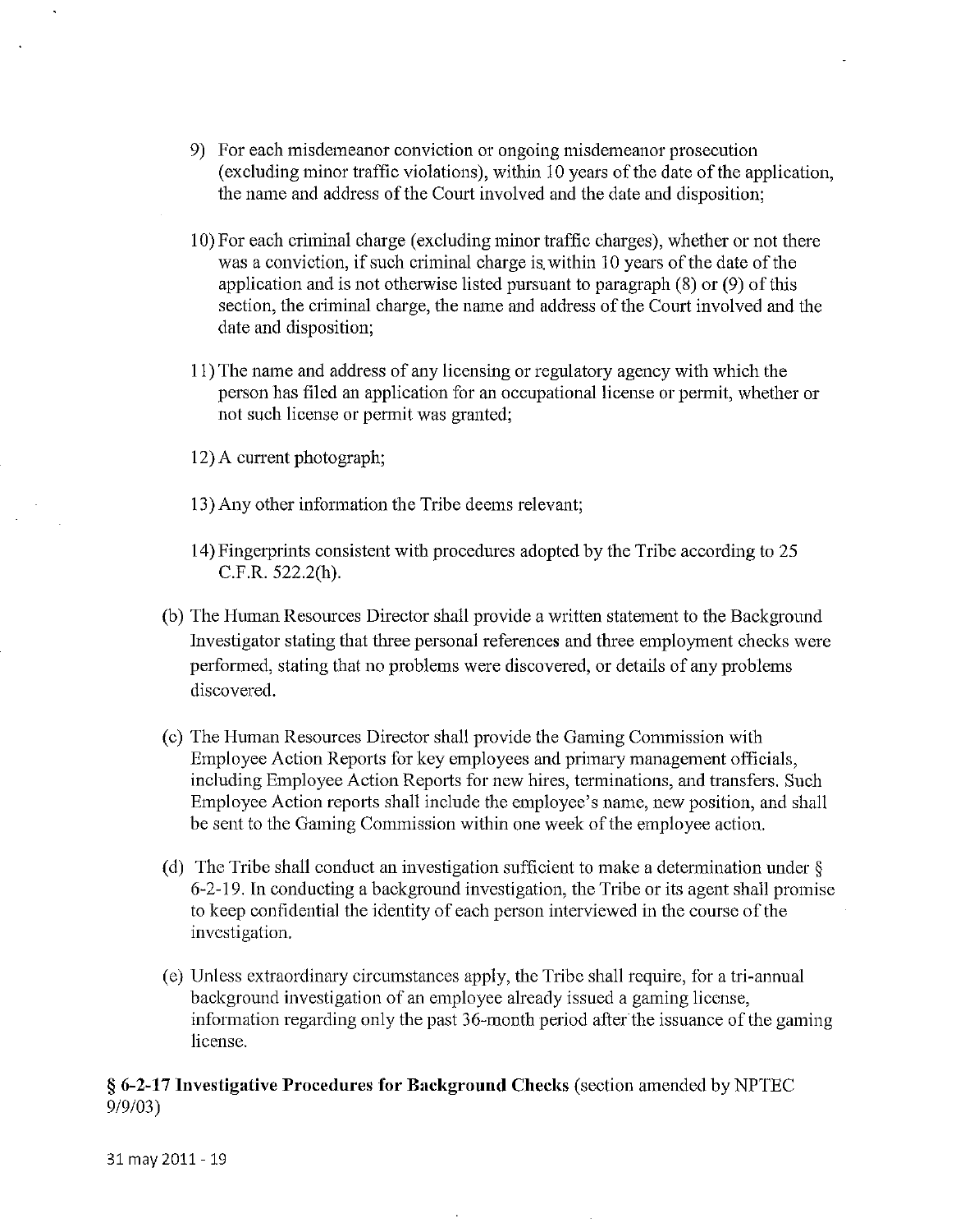9) For each misdemeanor conviction or ongoing misdemeanor prosecution (excluding minor traffic violations), within 10 years of the date of the application, the name and address of the Court involved and the date and disposition;

10) For each criminal charge (excluding minor traffic charges), whether or not there was a conviction, if such criminal charge is within 10 years of the date of the application and is not otherwise listed pursuant to paragraph (8) or (9) of this section, the criminal charge, the name and address of the Court involved and the date and disposition;

11) The name and address of any licensing or regulatory agency with which the person has filed an application for an occupational license or permit, whether or not such license or permit was granted;

12) A current photograph;

13) Any other information the Tribe deems relevant;

14) Fingerprints consistent with procedures adopted by the Tribe according to 25 C.F.R. 522.2(h).

(b) The Human Resources Director shall provide a written statement to the Background Investigator stating that three personal references and three employment checks were performed, stating that no problems were discovered, or details of any problems discovered.

(c) The Human Resources Director shall provide the Gaming Commission with Employee Action Reports for key employees and primary management officials, including Employee Action Reports for new hires, terminations, and transfers. Such Employee Action reports shall include the employee's name, new position, and shall be sent to the Gaming Commission within one week of the employee action.

(d) The Tribe shall conduct an investigation sufficient to make a determination under § 6-2-19. In conducting a background investigation, the Tribe or its agent shall promise to keep confidential the identity of each person interviewed in the course of the investigation.

(e) Unless extraordinary circumstances apply, the Tribe shall require, for a tri-annual background investigation of an employee already issued a gaming license, information regarding only the past 36-month period after the issuance of the gaming license.

**§ 6-2-17 Investigative Procedures for Background Checks** (section amended by NPTEC 9/9/03)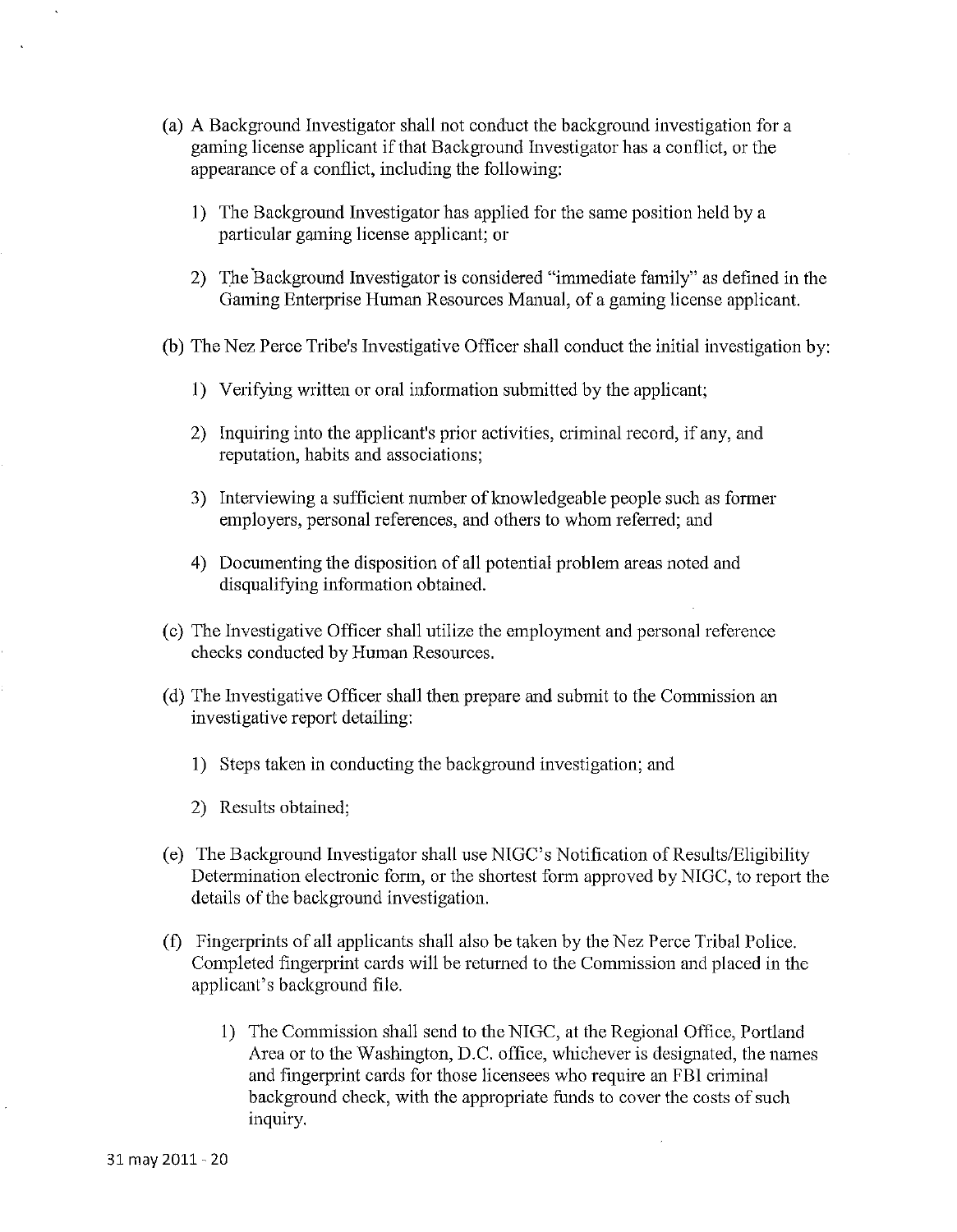(a) A Background Investigator shall not conduct the background investigation for a gaming license applicant if that Background Investigator has a conflict, or the appearance of a conflict, including the following:

1) The Background Investigator has applied for the same position held by a particular gaming license applicant; or

2) The Background Investigator is considered "immediate family" as defined in the Gaming Enterprise Human Resources Manual, of a gaming license applicant.

(b) The Nez Perce Tribe's Investigative Officer shall conduct the initial investigation by:

1) Verifying written or oral information submitted by the applicant;

2) Inquiring into the applicant's prior activities, criminal record, if any, and reputation, habits and associations;

3) Interviewing a sufficient number of knowledgeable people such as former employers, personal references, and others to whom referred; and

4) Documenting the disposition of all potential problem areas noted and disqualifying information obtained.

(c) The Investigative Officer shall utilize the employment and personal reference checks conducted by Human Resources.

(d) The Investigative Officer shall then prepare and submit to the Commission an investigative report detailing:

1) Steps taken in conducting the background investigation; and

2) Results obtained;

(e) The Background Investigator shall use NIGC's Notification of Results/Eligibility Determination electronic form, or the shortest form approved by NIGC, to report the details of the background investigation.

(f) Fingerprints of all applicants shall also be taken by the Nez Perce Tribal Police. Completed fingerprint cards will be returned to the Commission and placed in the applicant's background file.

1) The Commission shall send to the NIGC, at the Regional Office, Portland Area or to the Washington, D.C. office, whichever is designated, the names and fingerprint cards for those licensees who require an FBI criminal background check, with the appropriate funds to cover the costs of such inquiry.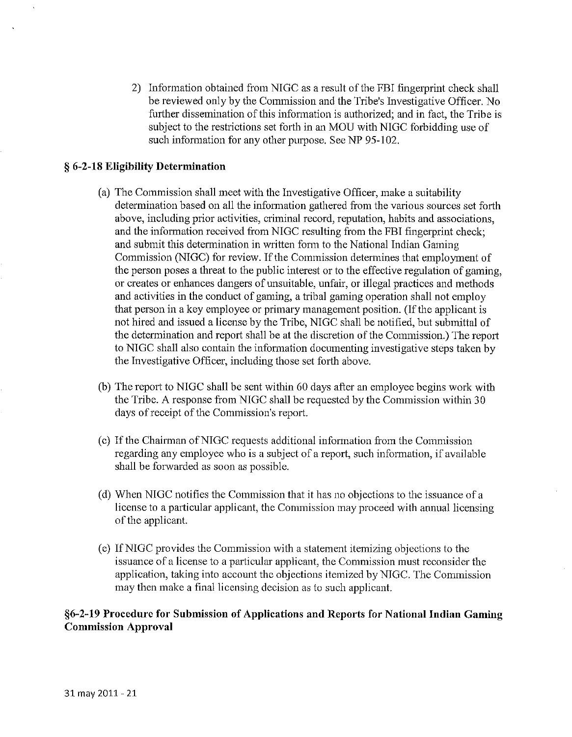2) Information obtained from NIGC as a result of the FBI fingerprint check shall be reviewed only by the Commission and the Tribe's Investigative Officer. No further dissemination of this information is authorized; and in fact, the Tribe is subject to the restrictions set forth in an MOU with NIGC forbidding use of such information for any other purpose. See NP 95-102.

### § 6-2-18 Eligibility Determination

(a) The Commission shall meet with the Investigative Officer, make a suitability determination based on all the information gathered from the various sources set forth above, including prior activities, criminal record, reputation, habits and associations, and the information received from NIGC resulting from the FBI fingerprint check; and submit this determination in written form to the National Indian Gaming Commission (NIGC) for review. If the Commission determines that employment of the person poses a threat to the public interest or to the effective regulation of gaming, or creates or enhances dangers of unsuitable, unfair, or illegal practices and methods and activities in the conduct of gaming, a tribal gaming operation shall not employ that person in a key employee or primary management position. (If the applicant is not hired and issued a license by the Tribe, NIGC shall be notified, but submittal of the determination and report shall be at the discretion of the Commission.) The report to NIGC shall also contain the information documenting investigative steps taken by the Investigative Officer, including those set forth above.

(b) The report to NIGC shall be sent within 60 days after an employee begins work with the Tribe. A response from NIGC shall be requested by the Commission within 30 days of receipt of the Commission's report.

(c) If the Chairman of NIGC requests additional information from the Commission regarding any employee who is a subject of a report, such information, if available shall be forwarded as soon as possible.

(d) When NIGC notifies the Commission that it has no objections to the issuance of a license to a particular applicant, the Commission may proceed with annual licensing of the applicant.

(e) If NIGC provides the Commission with a statement itemizing objections to the issuance of a license to a particular applicant, the Commission must reconsider the application, taking into account the objections itemized by NIGC. The Commission may then make a final licensing decision as to such applicant.

### §6-2-19 Procedure for Submission of Applications and Reports for National Indian Gaming Commission Approval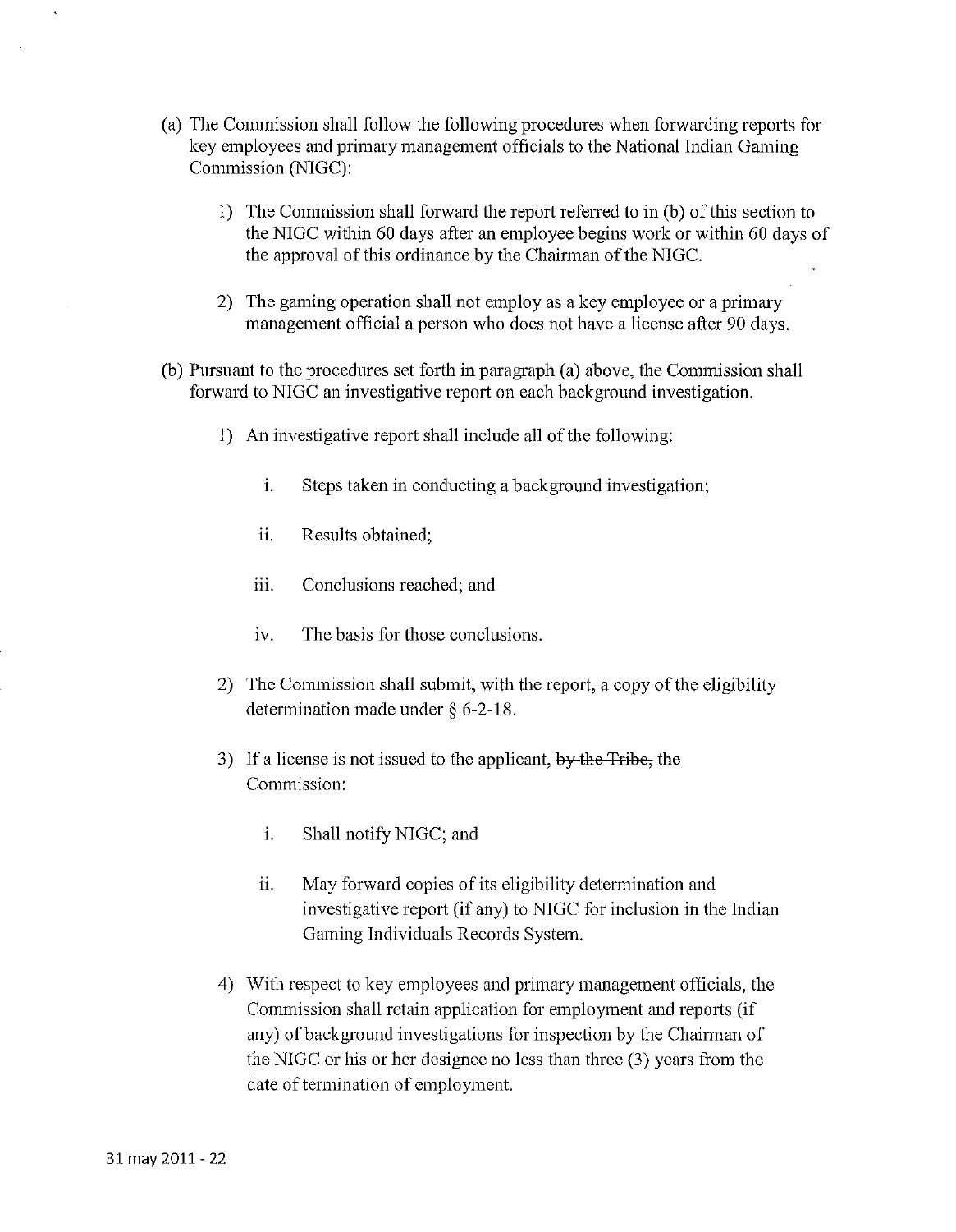(a) The Commission shall follow the following procedures when forwarding reports for key employees and primary management officials to the National Indian Gaming Commission (NIGC):

1) The Commission shall forward the report referred to in (b) of this section to the NIGC within 60 days after an employee begins work or within 60 days of the approval of this ordinance by the Chairman of the NIGC.

2) The gaming operation shall not employ as a key employee or a primary management official a person who does not have a license after 90 days.

(b) Pursuant to the procedures set forth in paragraph (a) above, the Commission shall forward to NIGC an investigative report on each background investigation.

1) An investigative report shall include all of the following:

i. Steps taken in conducting a background investigation;

ii. Results obtained;

iii. Conclusions reached; and

iv. The basis for those conclusions.

2) The Commission shall submit, with the report, a copy of the eligibility determination made under § 6-2-18.

3) If a license is not issued to the applicant, ~~by the Tribe,~~ the Commission:

i. Shall notify NIGC; and

ii. May forward copies of its eligibility determination and investigative report (if any) to NIGC for inclusion in the Indian Gaming Individuals Records System.

4) With respect to key employees and primary management officials, the Commission shall retain application for employment and reports (if any) of background investigations for inspection by the Chairman of the NIGC or his or her designee no less than three (3) years from the date of termination of employment.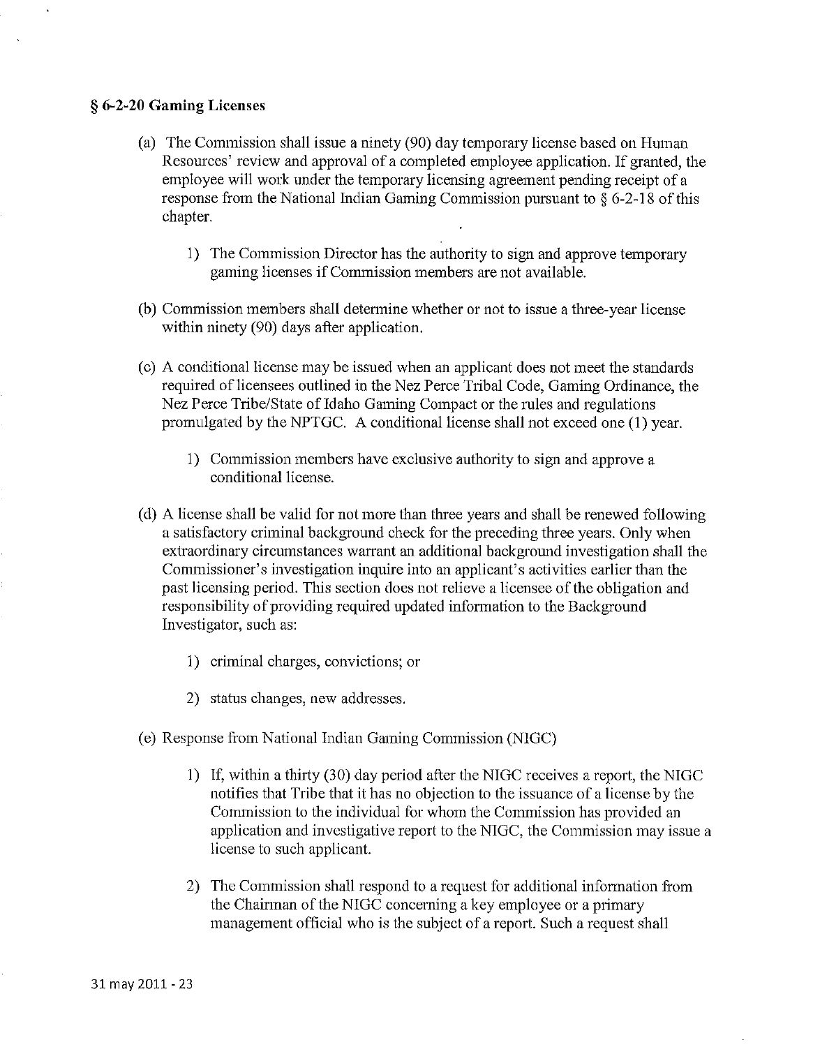### § 6-2-20 Gaming Licenses

(a) The Commission shall issue a ninety (90) day temporary license based on Human Resources' review and approval of a completed employee application. If granted, the employee will work under the temporary licensing agreement pending receipt of a response from the National Indian Gaming Commission pursuant to § 6-2-18 of this chapter.

1) The Commission Director has the authority to sign and approve temporary gaming licenses if Commission members are not available.

(b) Commission members shall determine whether or not to issue a three-year license within ninety (90) days after application.

(c) A conditional license may be issued when an applicant does not meet the standards required of licensees outlined in the Nez Perce Tribal Code, Gaming Ordinance, the Nez Perce Tribe/State of Idaho Gaming Compact or the rules and regulations promulgated by the NPTGC. A conditional license shall not exceed one (1) year.

1) Commission members have exclusive authority to sign and approve a conditional license.

(d) A license shall be valid for not more than three years and shall be renewed following a satisfactory criminal background check for the preceding three years. Only when extraordinary circumstances warrant an additional background investigation shall the Commissioner's investigation inquire into an applicant's activities earlier than the past licensing period. This section does not relieve a licensee of the obligation and responsibility of providing required updated information to the Background Investigator, such as:

1) criminal charges, convictions; or

2) status changes, new addresses.

(e) Response from National Indian Gaming Commission (NIGC)

1) If, within a thirty (30) day period after the NIGC receives a report, the NIGC notifies that Tribe that it has no objection to the issuance of a license by the Commission to the individual for whom the Commission has provided an application and investigative report to the NIGC, the Commission may issue a license to such applicant.

2) The Commission shall respond to a request for additional information from the Chairman of the NIGC concerning a key employee or a primary management official who is the subject of a report. Such a request shall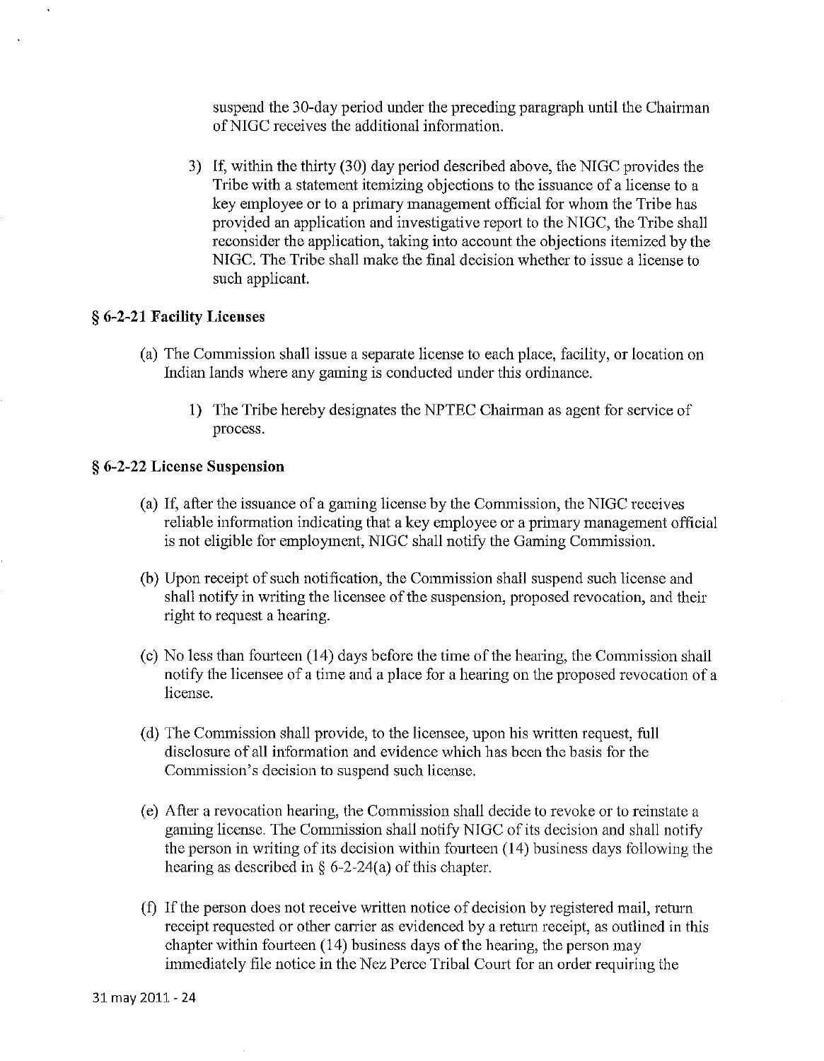suspend the 30-day period under the preceding paragraph until the Chairman of NIGC receives the additional information.

3) If, within the thirty (30) day period described above, the NIGC provides the Tribe with a statement itemizing objections to the issuance of a license to a key employee or to a primary management official for whom the Tribe has provided an application and investigative report to the NIGC, the Tribe shall reconsider the application, taking into account the objections itemized by the NIGC. The Tribe shall make the final decision whether to issue a license to such applicant.

### § 6-2-21 Facility Licenses

(a) The Commission shall issue a separate license to each place, facility, or location on Indian lands where any gaming is conducted under this ordinance.

1) The Tribe hereby designates the NPTEC Chairman as agent for service of process.

### § 6-2-22 License Suspension

(a) If, after the issuance of a gaming license by the Commission, the NIGC receives reliable information indicating that a key employee or a primary management official is not eligible for employment, NIGC shall notify the Gaming Commission.

(b) Upon receipt of such notification, the Commission shall suspend such license and shall notify in writing the licensee of the suspension, proposed revocation, and their right to request a hearing.

(c) No less than fourteen (14) days before the time of the hearing, the Commission shall notify the licensee of a time and a place for a hearing on the proposed revocation of a license.

(d) The Commission shall provide, to the licensee, upon his written request, full disclosure of all information and evidence which has been the basis for the Commission's decision to suspend such license.

(e) After a revocation hearing, the Commission shall decide to revoke or to reinstate a gaming license. The Commission shall notify NIGC of its decision and shall notify the person in writing of its decision within fourteen (14) business days following the hearing as described in § 6-2-24(a) of this chapter.

(f) If the person does not receive written notice of decision by registered mail, return receipt requested or other carrier as evidenced by a return receipt, as outlined in this chapter within fourteen (14) business days of the hearing, the person may immediately file notice in the Nez Perce Tribal Court for an order requiring the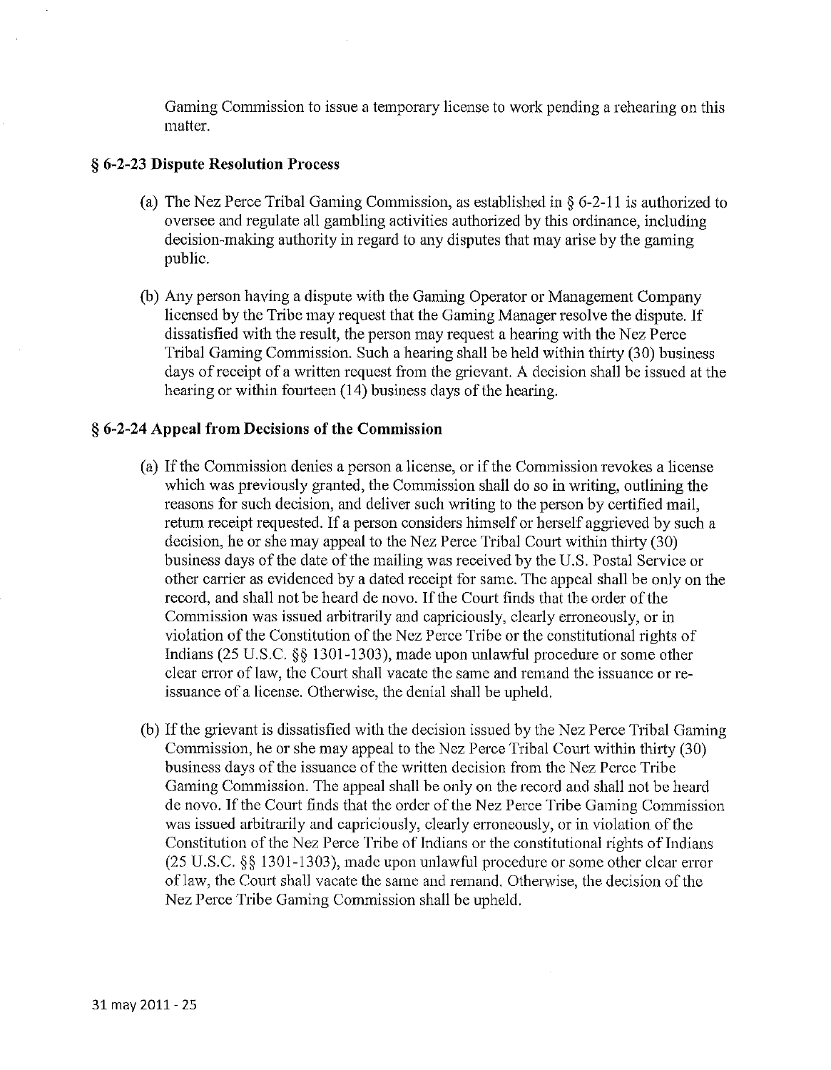Gaming Commission to issue a temporary license to work pending a rehearing on this matter.

### § 6-2-23 Dispute Resolution Process

(a) The Nez Perce Tribal Gaming Commission, as established in § 6-2-11 is authorized to oversee and regulate all gambling activities authorized by this ordinance, including decision-making authority in regard to any disputes that may arise by the gaming public.

(b) Any person having a dispute with the Gaming Operator or Management Company licensed by the Tribe may request that the Gaming Manager resolve the dispute. If dissatisfied with the result, the person may request a hearing with the Nez Perce Tribal Gaming Commission. Such a hearing shall be held within thirty (30) business days of receipt of a written request from the grievant. A decision shall be issued at the hearing or within fourteen (14) business days of the hearing.

### § 6-2-24 Appeal from Decisions of the Commission

(a) If the Commission denies a person a license, or if the Commission revokes a license which was previously granted, the Commission shall do so in writing, outlining the reasons for such decision, and deliver such writing to the person by certified mail, return receipt requested. If a person considers himself or herself aggrieved by such a decision, he or she may appeal to the Nez Perce Tribal Court within thirty (30) business days of the date of the mailing was received by the U.S. Postal Service or other carrier as evidenced by a dated receipt for same. The appeal shall be only on the record, and shall not be heard de novo. If the Court finds that the order of the Commission was issued arbitrarily and capriciously, clearly erroneously, or in violation of the Constitution of the Nez Perce Tribe or the constitutional rights of Indians (25 U.S.C. §§ 1301-1303), made upon unlawful procedure or some other clear error of law, the Court shall vacate the same and remand the issuance or re-issuance of a license. Otherwise, the denial shall be upheld.

(b) If the grievant is dissatisfied with the decision issued by the Nez Perce Tribal Gaming Commission, he or she may appeal to the Nez Perce Tribal Court within thirty (30) business days of the issuance of the written decision from the Nez Perce Tribe Gaming Commission. The appeal shall be only on the record and shall not be heard de novo. If the Court finds that the order of the Nez Perce Tribe Gaming Commission was issued arbitrarily and capriciously, clearly erroneously, or in violation of the Constitution of the Nez Perce Tribe of Indians or the constitutional rights of Indians (25 U.S.C. §§ 1301-1303), made upon unlawful procedure or some other clear error of law, the Court shall vacate the same and remand. Otherwise, the decision of the Nez Perce Tribe Gaming Commission shall be upheld.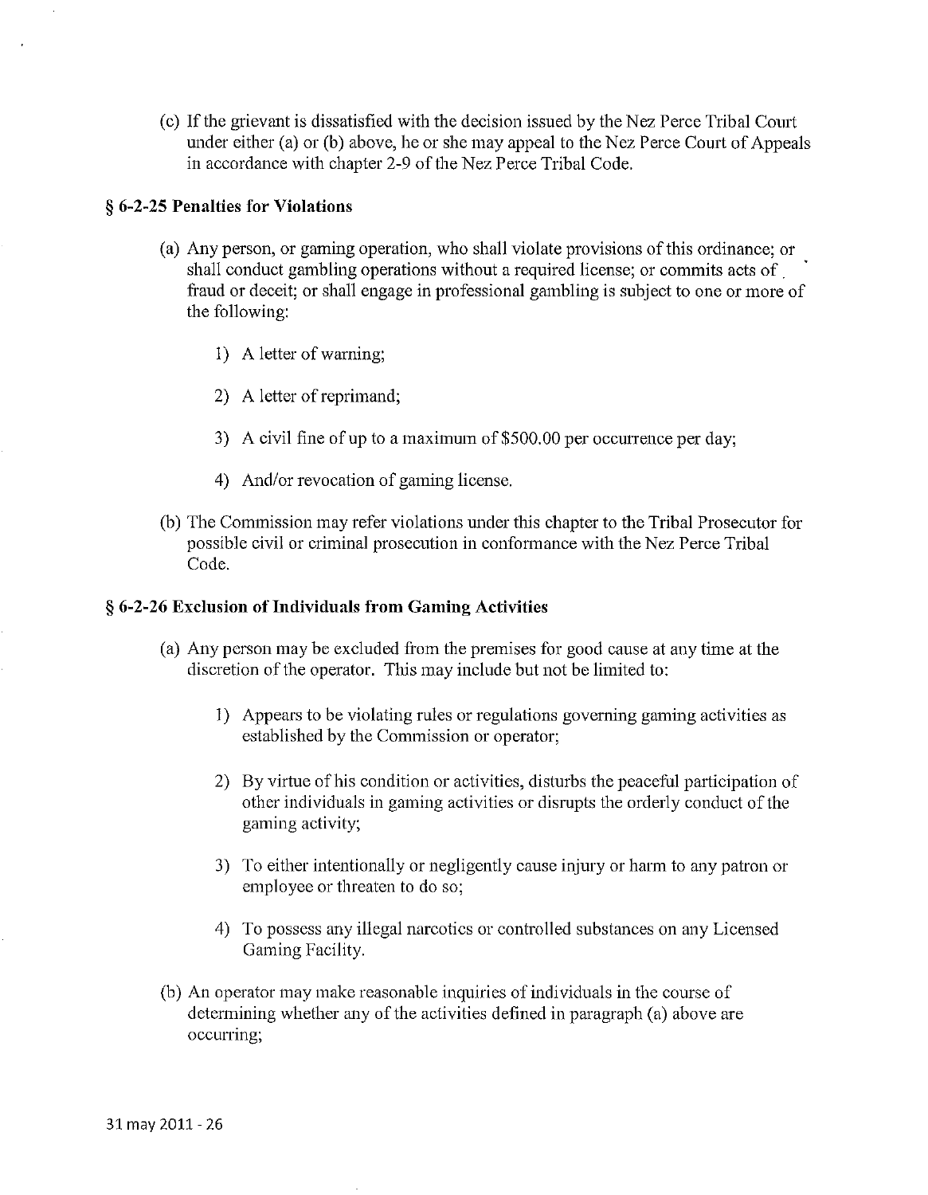(c) If the grievant is dissatisfied with the decision issued by the Nez Perce Tribal Court under either (a) or (b) above, he or she may appeal to the Nez Perce Court of Appeals in accordance with chapter 2-9 of the Nez Perce Tribal Code.

### § 6-2-25 Penalties for Violations

(a) Any person, or gaming operation, who shall violate provisions of this ordinance; or shall conduct gambling operations without a required license; or commits acts of fraud or deceit; or shall engage in professional gambling is subject to one or more of the following:

1) A letter of warning;

2) A letter of reprimand;

3) A civil fine of up to a maximum of $500.00 per occurrence per day;

4) And/or revocation of gaming license.

(b) The Commission may refer violations under this chapter to the Tribal Prosecutor for possible civil or criminal prosecution in conformance with the Nez Perce Tribal Code.

### § 6-2-26 Exclusion of Individuals from Gaming Activities

(a) Any person may be excluded from the premises for good cause at any time at the discretion of the operator. This may include but not be limited to:

1) Appears to be violating rules or regulations governing gaming activities as established by the Commission or operator;

2) By virtue of his condition or activities, disturbs the peaceful participation of other individuals in gaming activities or disrupts the orderly conduct of the gaming activity;

3) To either intentionally or negligently cause injury or harm to any patron or employee or threaten to do so;

4) To possess any illegal narcotics or controlled substances on any Licensed Gaming Facility.

(b) An operator may make reasonable inquiries of individuals in the course of determining whether any of the activities defined in paragraph (a) above are occurring;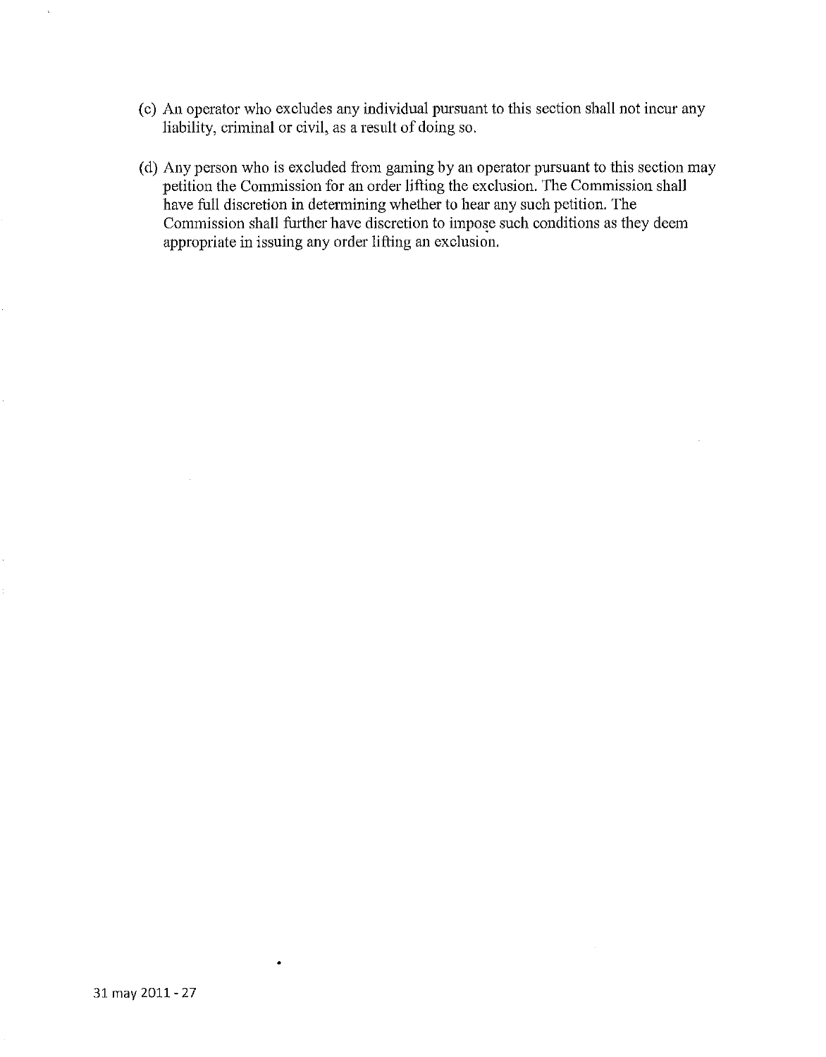(c) An operator who excludes any individual pursuant to this section shall not incur any liability, criminal or civil, as a result of doing so.

(d) Any person who is excluded from gaming by an operator pursuant to this section may petition the Commission for an order lifting the exclusion. The Commission shall have full discretion in determining whether to hear any such petition. The Commission shall further have discretion to impose such conditions as they deem appropriate in issuing any order lifting an exclusion.